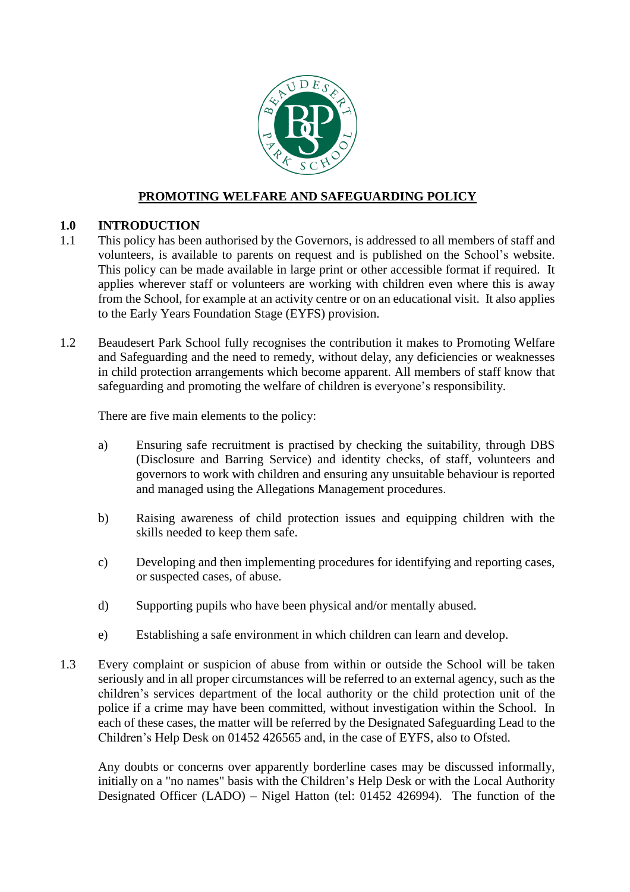# PROMOTING WELFARE AND SAFEGUARDING POLICY

## 1.0 INTRODUCTION

1.1 This policy has been authorised by the Governors, is addressed to all members of staff and volunteers, is available to parents on request and is published on the School's website. This policy can be made available in large print or other accessible format if required. It applies wherever staff or volunteers are working with children even where this is away from the School, for example at an activity centre or on an educational visit. It also applies to the Early Years Foundation Stage (EYFS) provision.

1.2 Beaudesert Park School fully recognises the contribution it makes to Promoting Welfare and Safeguarding and the need to remedy, without delay, any deficiencies or weaknesses in child protection arrangements which become apparent. All members of staff know that safeguarding and promoting the welfare of children is everyone's responsibility.

There are five main elements to the policy:

a) Ensuring safe recruitment is practised by checking the suitability, through DBS (Disclosure and Barring Service) and identity checks, of staff, volunteers and governors to work with children and ensuring any unsuitable behaviour is reported and managed using the Allegations Management procedures.

b) Raising awareness of child protection issues and equipping children with the skills needed to keep them safe.

c) Developing and then implementing procedures for identifying and reporting cases, or suspected cases, of abuse.

d) Supporting pupils who have been physical and/or mentally abused.

e) Establishing a safe environment in which children can learn and develop.

1.3 Every complaint or suspicion of abuse from within or outside the School will be taken seriously and in all proper circumstances will be referred to an external agency, such as the children's services department of the local authority or the child protection unit of the police if a crime may have been committed, without investigation within the School. In each of these cases, the matter will be referred by the Designated Safeguarding Lead to the Children's Help Desk on 01452 426565 and, in the case of EYFS, also to Ofsted.

Any doubts or concerns over apparently borderline cases may be discussed informally, initially on a "no names" basis with the Children's Help Desk or with the Local Authority Designated Officer (LADO) – Nigel Hatton (tel: 01452 426994). The function of the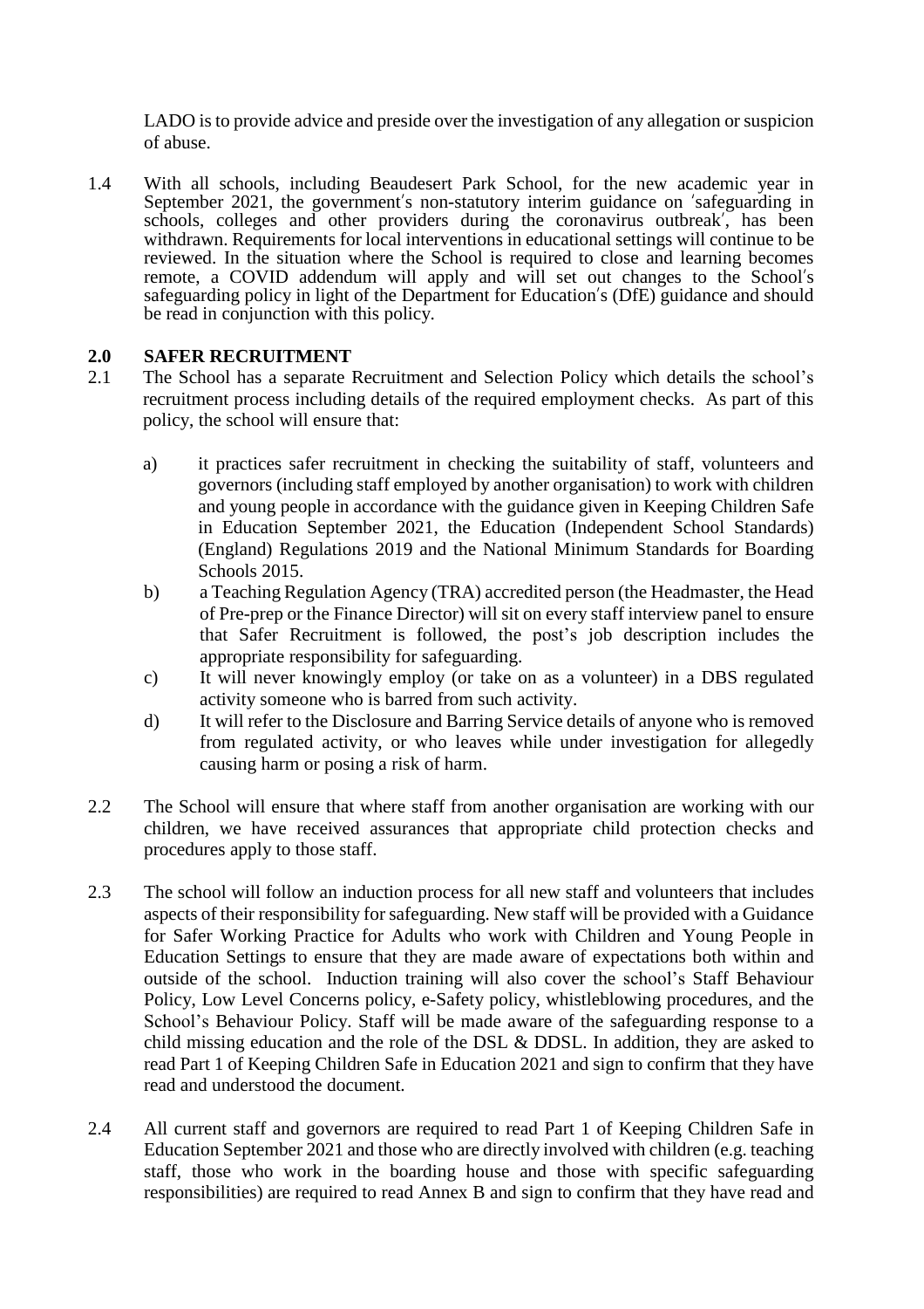LADO is to provide advice and preside over the investigation of any allegation or suspicion of abuse.

1.4 With all schools, including Beaudesert Park School, for the new academic year in September 2021, the government's non-statutory interim guidance on 'safeguarding in schools, colleges and other providers during the coronavirus outbreak', has been withdrawn. Requirements for local interventions in educational settings will continue to be reviewed. In the situation where the School is required to close and learning becomes remote, a COVID addendum will apply and will set out changes to the School's safeguarding policy in light of the Department for Education's (DfE) guidance and should be read in conjunction with this policy.

## 2.0 SAFER RECRUITMENT

2.1 The School has a separate Recruitment and Selection Policy which details the school's recruitment process including details of the required employment checks. As part of this policy, the school will ensure that:

a) it practices safer recruitment in checking the suitability of staff, volunteers and governors (including staff employed by another organisation) to work with children and young people in accordance with the guidance given in Keeping Children Safe in Education September 2021, the Education (Independent School Standards) (England) Regulations 2019 and the National Minimum Standards for Boarding Schools 2015.

b) a Teaching Regulation Agency (TRA) accredited person (the Headmaster, the Head of Pre-prep or the Finance Director) will sit on every staff interview panel to ensure that Safer Recruitment is followed, the post's job description includes the appropriate responsibility for safeguarding.

c) It will never knowingly employ (or take on as a volunteer) in a DBS regulated activity someone who is barred from such activity.

d) It will refer to the Disclosure and Barring Service details of anyone who is removed from regulated activity, or who leaves while under investigation for allegedly causing harm or posing a risk of harm.

2.2 The School will ensure that where staff from another organisation are working with our children, we have received assurances that appropriate child protection checks and procedures apply to those staff.

2.3 The school will follow an induction process for all new staff and volunteers that includes aspects of their responsibility for safeguarding. New staff will be provided with a Guidance for Safer Working Practice for Adults who work with Children and Young People in Education Settings to ensure that they are made aware of expectations both within and outside of the school. Induction training will also cover the school's Staff Behaviour Policy, Low Level Concerns policy, e-Safety policy, whistleblowing procedures, and the School's Behaviour Policy. Staff will be made aware of the safeguarding response to a child missing education and the role of the DSL & DDSL. In addition, they are asked to read Part 1 of Keeping Children Safe in Education 2021 and sign to confirm that they have read and understood the document.

2.4 All current staff and governors are required to read Part 1 of Keeping Children Safe in Education September 2021 and those who are directly involved with children (e.g. teaching staff, those who work in the boarding house and those with specific safeguarding responsibilities) are required to read Annex B and sign to confirm that they have read and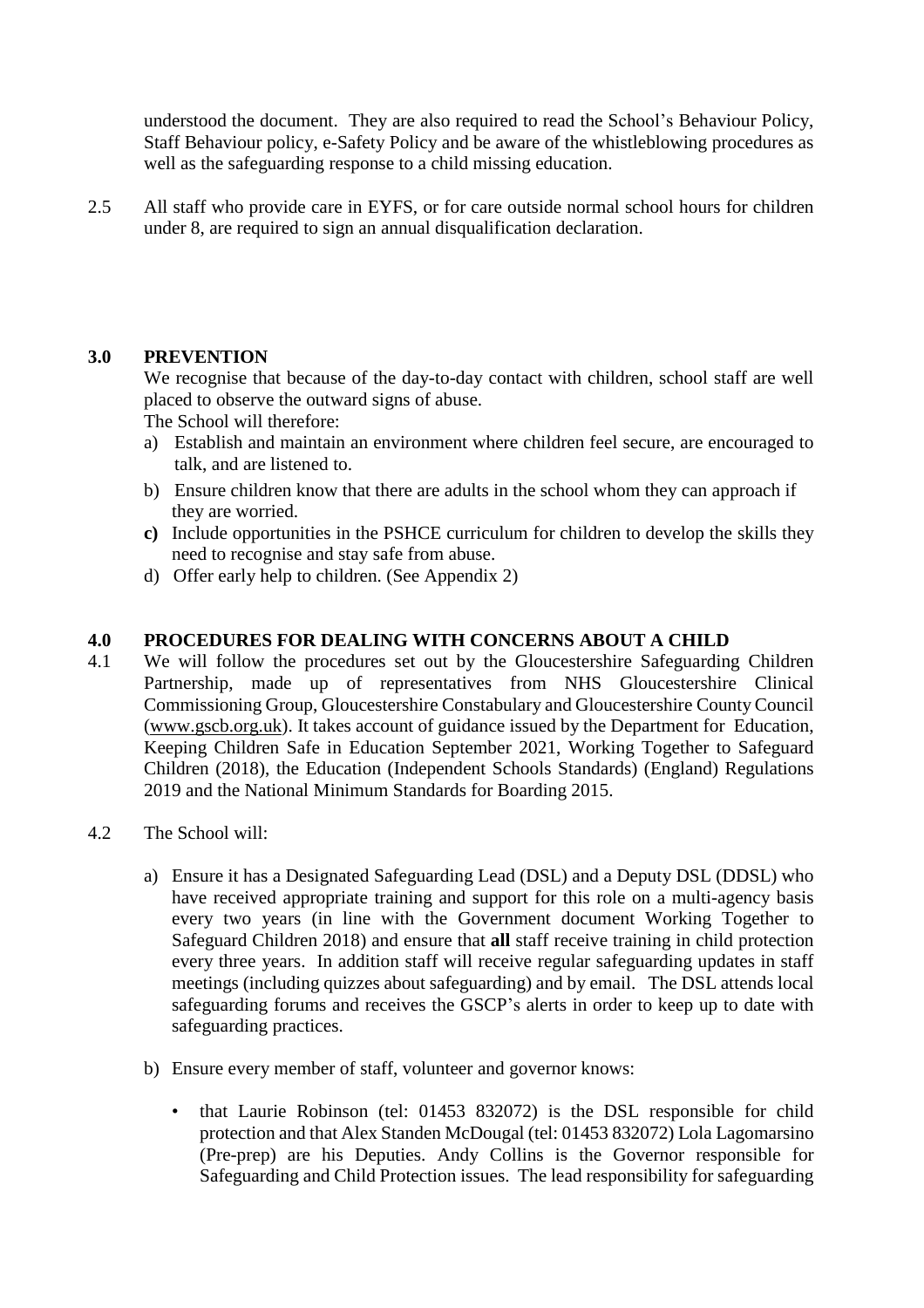understood the document. They are also required to read the School's Behaviour Policy, Staff Behaviour policy, e-Safety Policy and be aware of the whistleblowing procedures as well as the safeguarding response to a child missing education.

2.5 All staff who provide care in EYFS, or for care outside normal school hours for children under 8, are required to sign an annual disqualification declaration.

## 3.0 PREVENTION

We recognise that because of the day-to-day contact with children, school staff are well placed to observe the outward signs of abuse.

The School will therefore:

a) Establish and maintain an environment where children feel secure, are encouraged to talk, and are listened to.
b) Ensure children know that there are adults in the school whom they can approach if they are worried.
**c)** Include opportunities in the PSHCE curriculum for children to develop the skills they need to recognise and stay safe from abuse.
d) Offer early help to children. (See Appendix 2)

## 4.0 PROCEDURES FOR DEALING WITH CONCERNS ABOUT A CHILD

4.1 We will follow the procedures set out by the Gloucestershire Safeguarding Children Partnership, made up of representatives from NHS Gloucestershire Clinical Commissioning Group, Gloucestershire Constabulary and Gloucestershire County Council (www.gscb.org.uk). It takes account of guidance issued by the Department for Education, Keeping Children Safe in Education September 2021, Working Together to Safeguard Children (2018), the Education (Independent Schools Standards) (England) Regulations 2019 and the National Minimum Standards for Boarding 2015.

4.2 The School will:

a) Ensure it has a Designated Safeguarding Lead (DSL) and a Deputy DSL (DDSL) who have received appropriate training and support for this role on a multi-agency basis every two years (in line with the Government document Working Together to Safeguard Children 2018) and ensure that **all** staff receive training in child protection every three years. In addition staff will receive regular safeguarding updates in staff meetings (including quizzes about safeguarding) and by email. The DSL attends local safeguarding forums and receives the GSCP's alerts in order to keep up to date with safeguarding practices.

b) Ensure every member of staff, volunteer and governor knows:

- that Laurie Robinson (tel: 01453 832072) is the DSL responsible for child protection and that Alex Standen McDougal (tel: 01453 832072) Lola Lagomarsino (Pre-prep) are his Deputies. Andy Collins is the Governor responsible for Safeguarding and Child Protection issues. The lead responsibility for safeguarding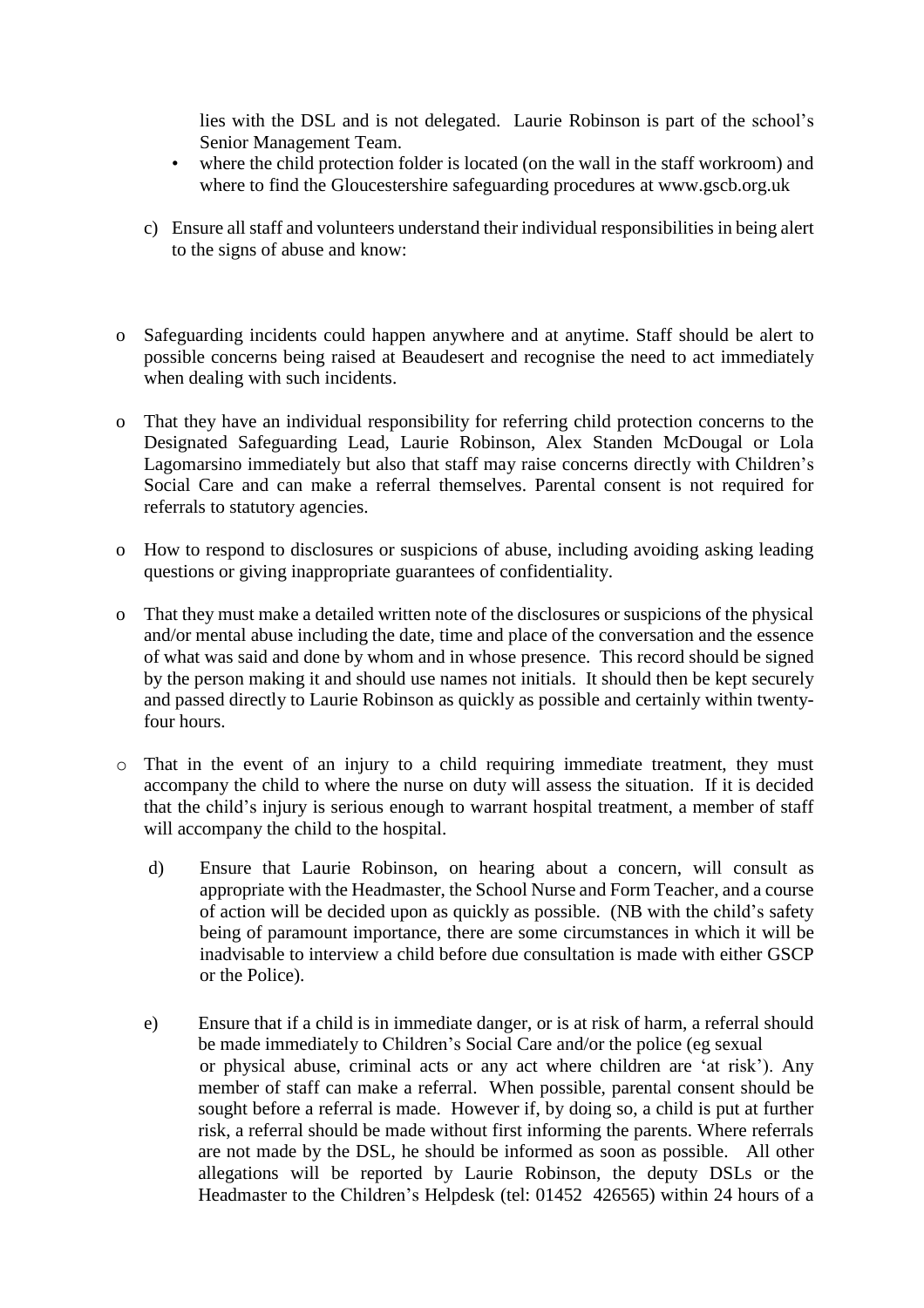lies with the DSL and is not delegated. Laurie Robinson is part of the school's Senior Management Team.

- where the child protection folder is located (on the wall in the staff workroom) and where to find the Gloucestershire safeguarding procedures at www.gscb.org.uk

c) Ensure all staff and volunteers understand their individual responsibilities in being alert to the signs of abuse and know:

- Safeguarding incidents could happen anywhere and at anytime. Staff should be alert to possible concerns being raised at Beaudesert and recognise the need to act immediately when dealing with such incidents.
- That they have an individual responsibility for referring child protection concerns to the Designated Safeguarding Lead, Laurie Robinson, Alex Standen McDougal or Lola Lagomarsino immediately but also that staff may raise concerns directly with Children's Social Care and can make a referral themselves. Parental consent is not required for referrals to statutory agencies.
- How to respond to disclosures or suspicions of abuse, including avoiding asking leading questions or giving inappropriate guarantees of confidentiality.
- That they must make a detailed written note of the disclosures or suspicions of the physical and/or mental abuse including the date, time and place of the conversation and the essence of what was said and done by whom and in whose presence. This record should be signed by the person making it and should use names not initials. It should then be kept securely and passed directly to Laurie Robinson as quickly as possible and certainly within twenty-four hours.
- That in the event of an injury to a child requiring immediate treatment, they must accompany the child to where the nurse on duty will assess the situation. If it is decided that the child's injury is serious enough to warrant hospital treatment, a member of staff will accompany the child to the hospital.

d) Ensure that Laurie Robinson, on hearing about a concern, will consult as appropriate with the Headmaster, the School Nurse and Form Teacher, and a course of action will be decided upon as quickly as possible. (NB with the child's safety being of paramount importance, there are some circumstances in which it will be inadvisable to interview a child before due consultation is made with either GSCP or the Police).

e) Ensure that if a child is in immediate danger, or is at risk of harm, a referral should be made immediately to Children's Social Care and/or the police (eg sexual or physical abuse, criminal acts or any act where children are 'at risk'). Any member of staff can make a referral. When possible, parental consent should be sought before a referral is made. However if, by doing so, a child is put at further risk, a referral should be made without first informing the parents. Where referrals are not made by the DSL, he should be informed as soon as possible. All other allegations will be reported by Laurie Robinson, the deputy DSLs or the Headmaster to the Children's Helpdesk (tel: 01452 426565) within 24 hours of a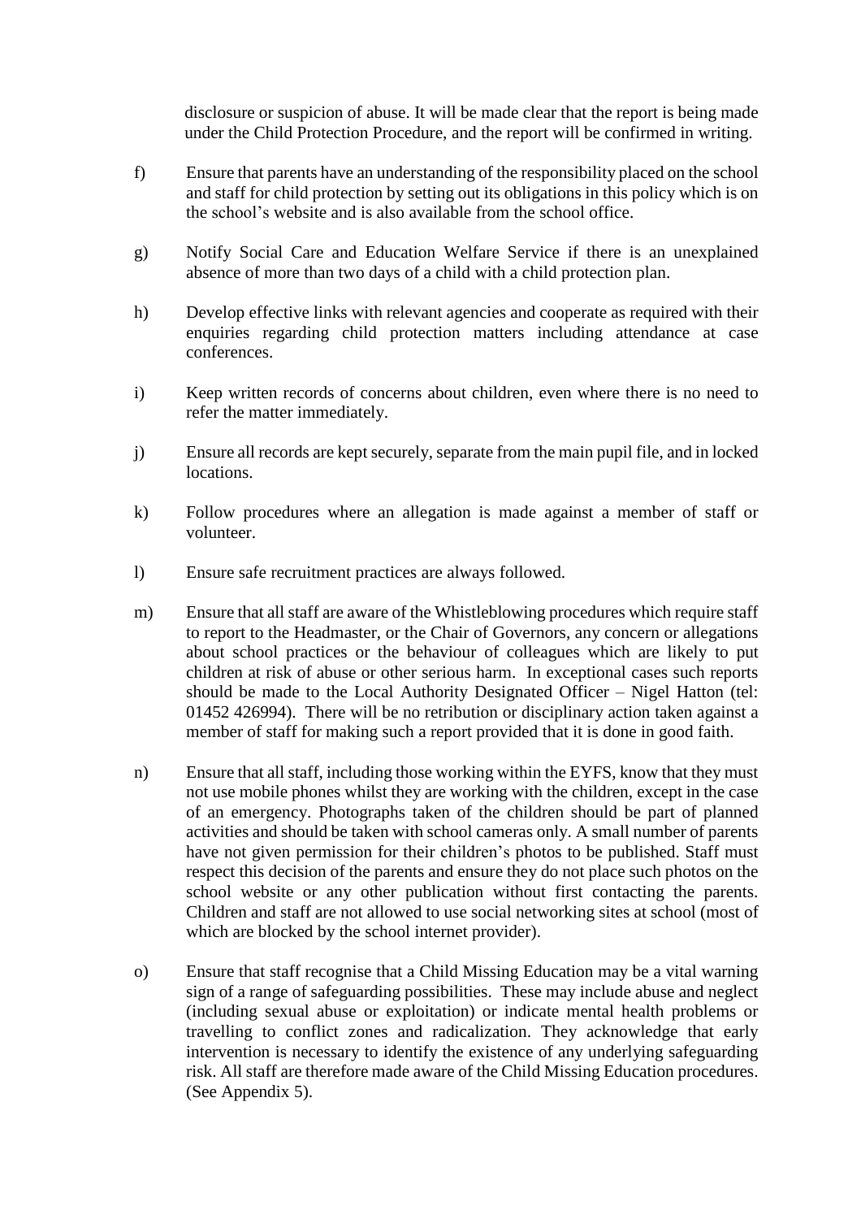disclosure or suspicion of abuse. It will be made clear that the report is being made under the Child Protection Procedure, and the report will be confirmed in writing.

f) Ensure that parents have an understanding of the responsibility placed on the school and staff for child protection by setting out its obligations in this policy which is on the school's website and is also available from the school office.

g) Notify Social Care and Education Welfare Service if there is an unexplained absence of more than two days of a child with a child protection plan.

h) Develop effective links with relevant agencies and cooperate as required with their enquiries regarding child protection matters including attendance at case conferences.

i) Keep written records of concerns about children, even where there is no need to refer the matter immediately.

j) Ensure all records are kept securely, separate from the main pupil file, and in locked locations.

k) Follow procedures where an allegation is made against a member of staff or volunteer.

l) Ensure safe recruitment practices are always followed.

m) Ensure that all staff are aware of the Whistleblowing procedures which require staff to report to the Headmaster, or the Chair of Governors, any concern or allegations about school practices or the behaviour of colleagues which are likely to put children at risk of abuse or other serious harm. In exceptional cases such reports should be made to the Local Authority Designated Officer – Nigel Hatton (tel: 01452 426994). There will be no retribution or disciplinary action taken against a member of staff for making such a report provided that it is done in good faith.

n) Ensure that all staff, including those working within the EYFS, know that they must not use mobile phones whilst they are working with the children, except in the case of an emergency. Photographs taken of the children should be part of planned activities and should be taken with school cameras only. A small number of parents have not given permission for their children's photos to be published. Staff must respect this decision of the parents and ensure they do not place such photos on the school website or any other publication without first contacting the parents. Children and staff are not allowed to use social networking sites at school (most of which are blocked by the school internet provider).

o) Ensure that staff recognise that a Child Missing Education may be a vital warning sign of a range of safeguarding possibilities. These may include abuse and neglect (including sexual abuse or exploitation) or indicate mental health problems or travelling to conflict zones and radicalization. They acknowledge that early intervention is necessary to identify the existence of any underlying safeguarding risk. All staff are therefore made aware of the Child Missing Education procedures. (See Appendix 5).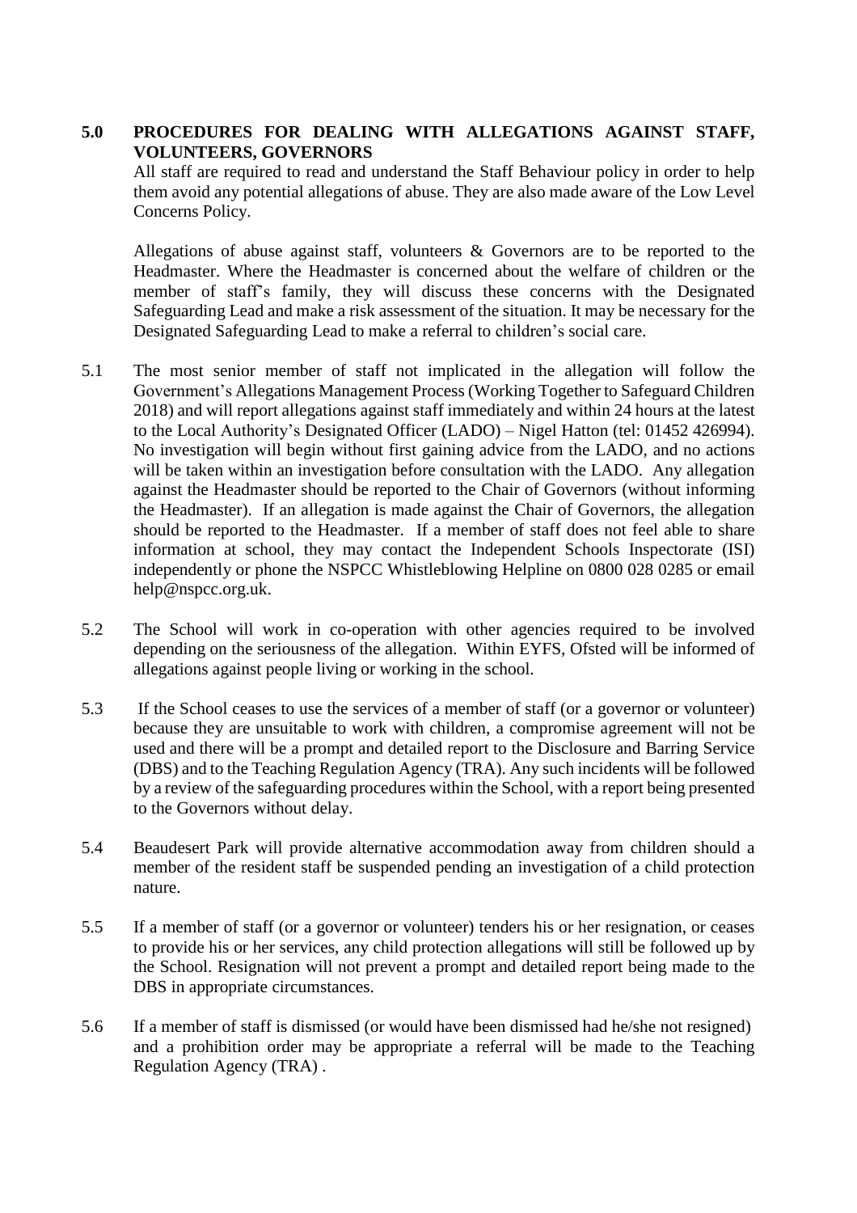## 5.0 PROCEDURES FOR DEALING WITH ALLEGATIONS AGAINST STAFF, VOLUNTEERS, GOVERNORS

All staff are required to read and understand the Staff Behaviour policy in order to help them avoid any potential allegations of abuse. They are also made aware of the Low Level Concerns Policy.

Allegations of abuse against staff, volunteers & Governors are to be reported to the Headmaster. Where the Headmaster is concerned about the welfare of children or the member of staff's family, they will discuss these concerns with the Designated Safeguarding Lead and make a risk assessment of the situation. It may be necessary for the Designated Safeguarding Lead to make a referral to children's social care.

5.1 The most senior member of staff not implicated in the allegation will follow the Government's Allegations Management Process (Working Together to Safeguard Children 2018) and will report allegations against staff immediately and within 24 hours at the latest to the Local Authority's Designated Officer (LADO) – Nigel Hatton (tel: 01452 426994). No investigation will begin without first gaining advice from the LADO, and no actions will be taken within an investigation before consultation with the LADO. Any allegation against the Headmaster should be reported to the Chair of Governors (without informing the Headmaster). If an allegation is made against the Chair of Governors, the allegation should be reported to the Headmaster. If a member of staff does not feel able to share information at school, they may contact the Independent Schools Inspectorate (ISI) independently or phone the NSPCC Whistleblowing Helpline on 0800 028 0285 or email help@nspcc.org.uk.

5.2 The School will work in co-operation with other agencies required to be involved depending on the seriousness of the allegation. Within EYFS, Ofsted will be informed of allegations against people living or working in the school.

5.3 If the School ceases to use the services of a member of staff (or a governor or volunteer) because they are unsuitable to work with children, a compromise agreement will not be used and there will be a prompt and detailed report to the Disclosure and Barring Service (DBS) and to the Teaching Regulation Agency (TRA). Any such incidents will be followed by a review of the safeguarding procedures within the School, with a report being presented to the Governors without delay.

5.4 Beaudesert Park will provide alternative accommodation away from children should a member of the resident staff be suspended pending an investigation of a child protection nature.

5.5 If a member of staff (or a governor or volunteer) tenders his or her resignation, or ceases to provide his or her services, any child protection allegations will still be followed up by the School. Resignation will not prevent a prompt and detailed report being made to the DBS in appropriate circumstances.

5.6 If a member of staff is dismissed (or would have been dismissed had he/she not resigned) and a prohibition order may be appropriate a referral will be made to the Teaching Regulation Agency (TRA) .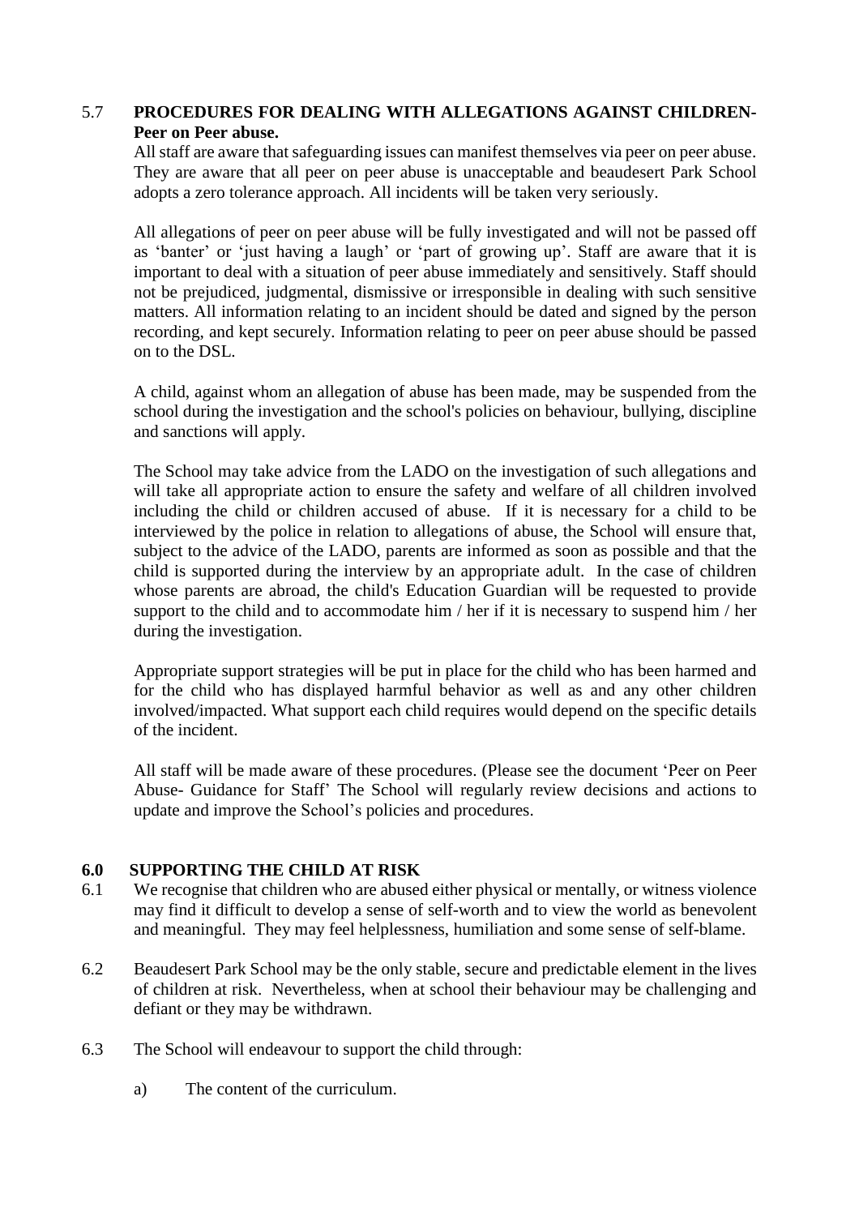## 5.7 PROCEDURES FOR DEALING WITH ALLEGATIONS AGAINST CHILDREN- Peer on Peer abuse.

All staff are aware that safeguarding issues can manifest themselves via peer on peer abuse. They are aware that all peer on peer abuse is unacceptable and beaudesert Park School adopts a zero tolerance approach. All incidents will be taken very seriously.

All allegations of peer on peer abuse will be fully investigated and will not be passed off as 'banter' or 'just having a laugh' or 'part of growing up'. Staff are aware that it is important to deal with a situation of peer abuse immediately and sensitively. Staff should not be prejudiced, judgmental, dismissive or irresponsible in dealing with such sensitive matters. All information relating to an incident should be dated and signed by the person recording, and kept securely. Information relating to peer on peer abuse should be passed on to the DSL.

A child, against whom an allegation of abuse has been made, may be suspended from the school during the investigation and the school's policies on behaviour, bullying, discipline and sanctions will apply.

The School may take advice from the LADO on the investigation of such allegations and will take all appropriate action to ensure the safety and welfare of all children involved including the child or children accused of abuse. If it is necessary for a child to be interviewed by the police in relation to allegations of abuse, the School will ensure that, subject to the advice of the LADO, parents are informed as soon as possible and that the child is supported during the interview by an appropriate adult. In the case of children whose parents are abroad, the child's Education Guardian will be requested to provide support to the child and to accommodate him / her if it is necessary to suspend him / her during the investigation.

Appropriate support strategies will be put in place for the child who has been harmed and for the child who has displayed harmful behavior as well as and any other children involved/impacted. What support each child requires would depend on the specific details of the incident.

All staff will be made aware of these procedures. (Please see the document 'Peer on Peer Abuse- Guidance for Staff' The School will regularly review decisions and actions to update and improve the School's policies and procedures.

## 6.0 SUPPORTING THE CHILD AT RISK

6.1 We recognise that children who are abused either physical or mentally, or witness violence may find it difficult to develop a sense of self-worth and to view the world as benevolent and meaningful. They may feel helplessness, humiliation and some sense of self-blame.

6.2 Beaudesert Park School may be the only stable, secure and predictable element in the lives of children at risk. Nevertheless, when at school their behaviour may be challenging and defiant or they may be withdrawn.

6.3 The School will endeavour to support the child through:

a) The content of the curriculum.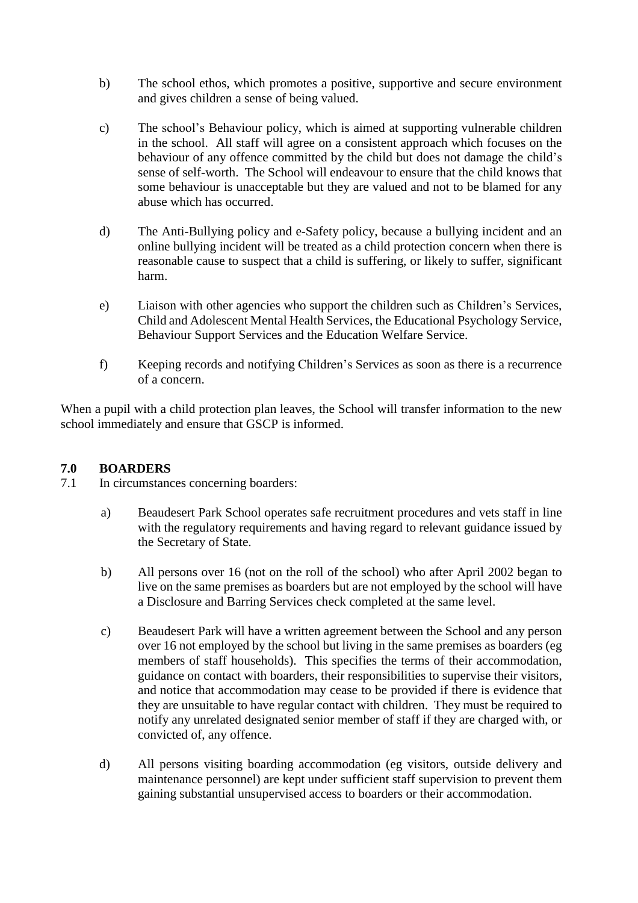b) The school ethos, which promotes a positive, supportive and secure environment and gives children a sense of being valued.

c) The school's Behaviour policy, which is aimed at supporting vulnerable children in the school. All staff will agree on a consistent approach which focuses on the behaviour of any offence committed by the child but does not damage the child's sense of self-worth. The School will endeavour to ensure that the child knows that some behaviour is unacceptable but they are valued and not to be blamed for any abuse which has occurred.

d) The Anti-Bullying policy and e-Safety policy, because a bullying incident and an online bullying incident will be treated as a child protection concern when there is reasonable cause to suspect that a child is suffering, or likely to suffer, significant harm.

e) Liaison with other agencies who support the children such as Children's Services, Child and Adolescent Mental Health Services, the Educational Psychology Service, Behaviour Support Services and the Education Welfare Service.

f) Keeping records and notifying Children's Services as soon as there is a recurrence of a concern.

When a pupil with a child protection plan leaves, the School will transfer information to the new school immediately and ensure that GSCP is informed.

## 7.0 BOARDERS

7.1 In circumstances concerning boarders:

a) Beaudesert Park School operates safe recruitment procedures and vets staff in line with the regulatory requirements and having regard to relevant guidance issued by the Secretary of State.

b) All persons over 16 (not on the roll of the school) who after April 2002 began to live on the same premises as boarders but are not employed by the school will have a Disclosure and Barring Services check completed at the same level.

c) Beaudesert Park will have a written agreement between the School and any person over 16 not employed by the school but living in the same premises as boarders (eg members of staff households). This specifies the terms of their accommodation, guidance on contact with boarders, their responsibilities to supervise their visitors, and notice that accommodation may cease to be provided if there is evidence that they are unsuitable to have regular contact with children. They must be required to notify any unrelated designated senior member of staff if they are charged with, or convicted of, any offence.

d) All persons visiting boarding accommodation (eg visitors, outside delivery and maintenance personnel) are kept under sufficient staff supervision to prevent them gaining substantial unsupervised access to boarders or their accommodation.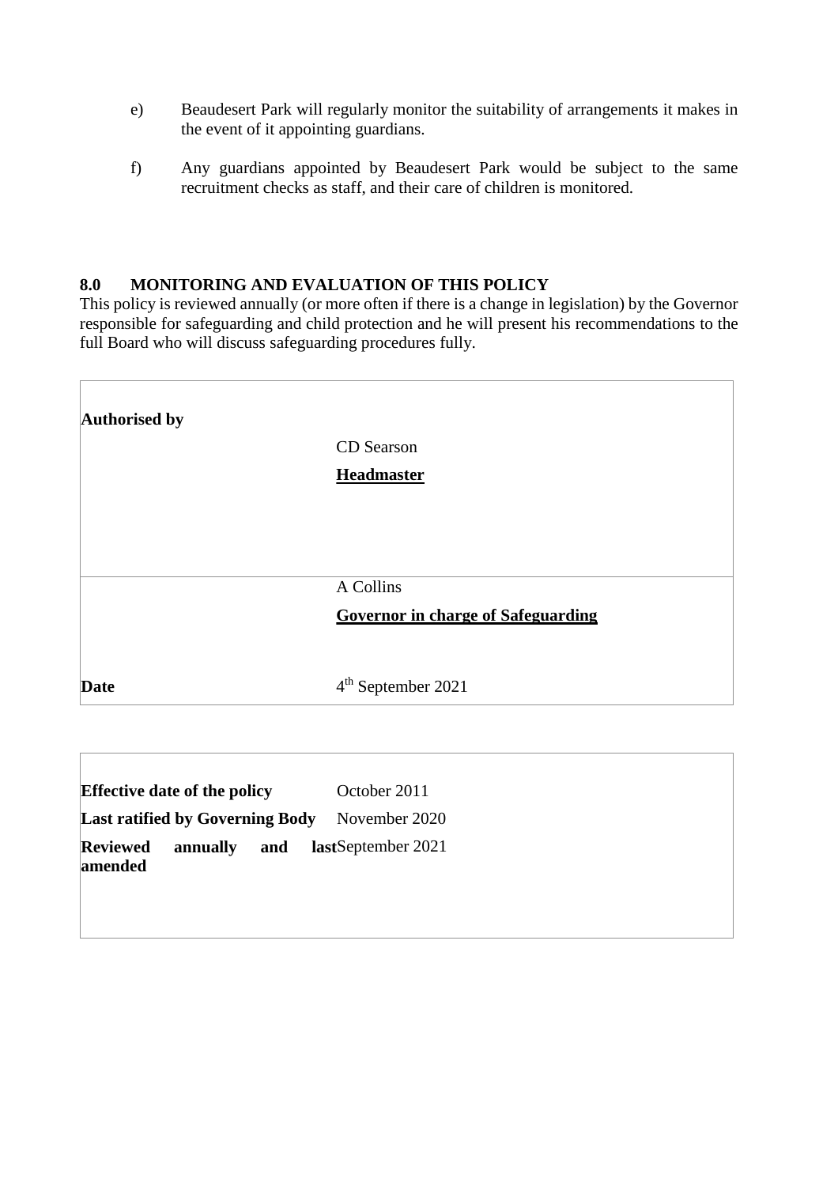e) Beaudesert Park will regularly monitor the suitability of arrangements it makes in the event of it appointing guardians.

f) Any guardians appointed by Beaudesert Park would be subject to the same recruitment checks as staff, and their care of children is monitored.

## 8.0 MONITORING AND EVALUATION OF THIS POLICY

This policy is reviewed annually (or more often if there is a change in legislation) by the Governor responsible for safeguarding and child protection and he will present his recommendations to the full Board who will discuss safeguarding procedures fully.

| | |
|---|---|
| **Authorised by** | CD Searson<br>**Headmaster** |
| | A Collins<br>**Governor in charge of Safeguarding** |
| **Date** | 4th September 2021 |

| | |
|---|---|
| **Effective date of the policy** | October 2011 |
| **Last ratified by Governing Body** | November 2020 |
| **Reviewed annually and last amended** | September 2021 |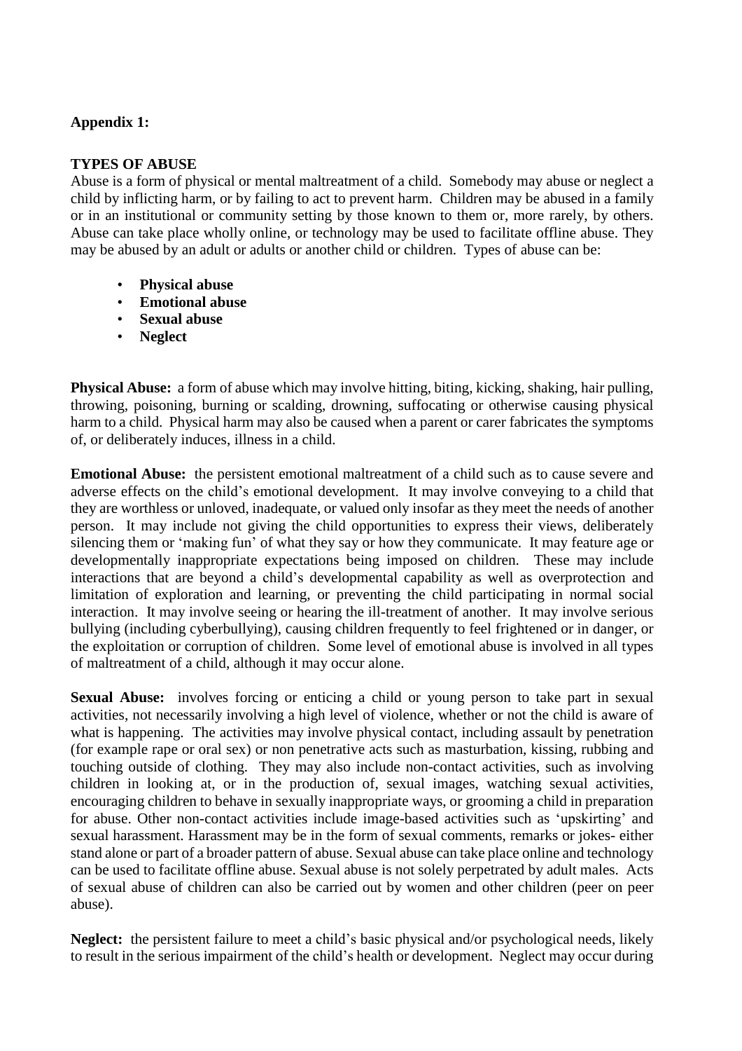**Appendix 1:**

**TYPES OF ABUSE**

Abuse is a form of physical or mental maltreatment of a child. Somebody may abuse or neglect a child by inflicting harm, or by failing to act to prevent harm. Children may be abused in a family or in an institutional or community setting by those known to them or, more rarely, by others. Abuse can take place wholly online, or technology may be used to facilitate offline abuse. They may be abused by an adult or adults or another child or children. Types of abuse can be:

- **Physical abuse**
- **Emotional abuse**
- **Sexual abuse**
- **Neglect**

**Physical Abuse:** a form of abuse which may involve hitting, biting, kicking, shaking, hair pulling, throwing, poisoning, burning or scalding, drowning, suffocating or otherwise causing physical harm to a child. Physical harm may also be caused when a parent or carer fabricates the symptoms of, or deliberately induces, illness in a child.

**Emotional Abuse:** the persistent emotional maltreatment of a child such as to cause severe and adverse effects on the child's emotional development. It may involve conveying to a child that they are worthless or unloved, inadequate, or valued only insofar as they meet the needs of another person. It may include not giving the child opportunities to express their views, deliberately silencing them or 'making fun' of what they say or how they communicate. It may feature age or developmentally inappropriate expectations being imposed on children. These may include interactions that are beyond a child's developmental capability as well as overprotection and limitation of exploration and learning, or preventing the child participating in normal social interaction. It may involve seeing or hearing the ill-treatment of another. It may involve serious bullying (including cyberbullying), causing children frequently to feel frightened or in danger, or the exploitation or corruption of children. Some level of emotional abuse is involved in all types of maltreatment of a child, although it may occur alone.

**Sexual Abuse:** involves forcing or enticing a child or young person to take part in sexual activities, not necessarily involving a high level of violence, whether or not the child is aware of what is happening. The activities may involve physical contact, including assault by penetration (for example rape or oral sex) or non penetrative acts such as masturbation, kissing, rubbing and touching outside of clothing. They may also include non-contact activities, such as involving children in looking at, or in the production of, sexual images, watching sexual activities, encouraging children to behave in sexually inappropriate ways, or grooming a child in preparation for abuse. Other non-contact activities include image-based activities such as 'upskirting' and sexual harassment. Harassment may be in the form of sexual comments, remarks or jokes- either stand alone or part of a broader pattern of abuse. Sexual abuse can take place online and technology can be used to facilitate offline abuse. Sexual abuse is not solely perpetrated by adult males. Acts of sexual abuse of children can also be carried out by women and other children (peer on peer abuse).

**Neglect:** the persistent failure to meet a child's basic physical and/or psychological needs, likely to result in the serious impairment of the child's health or development. Neglect may occur during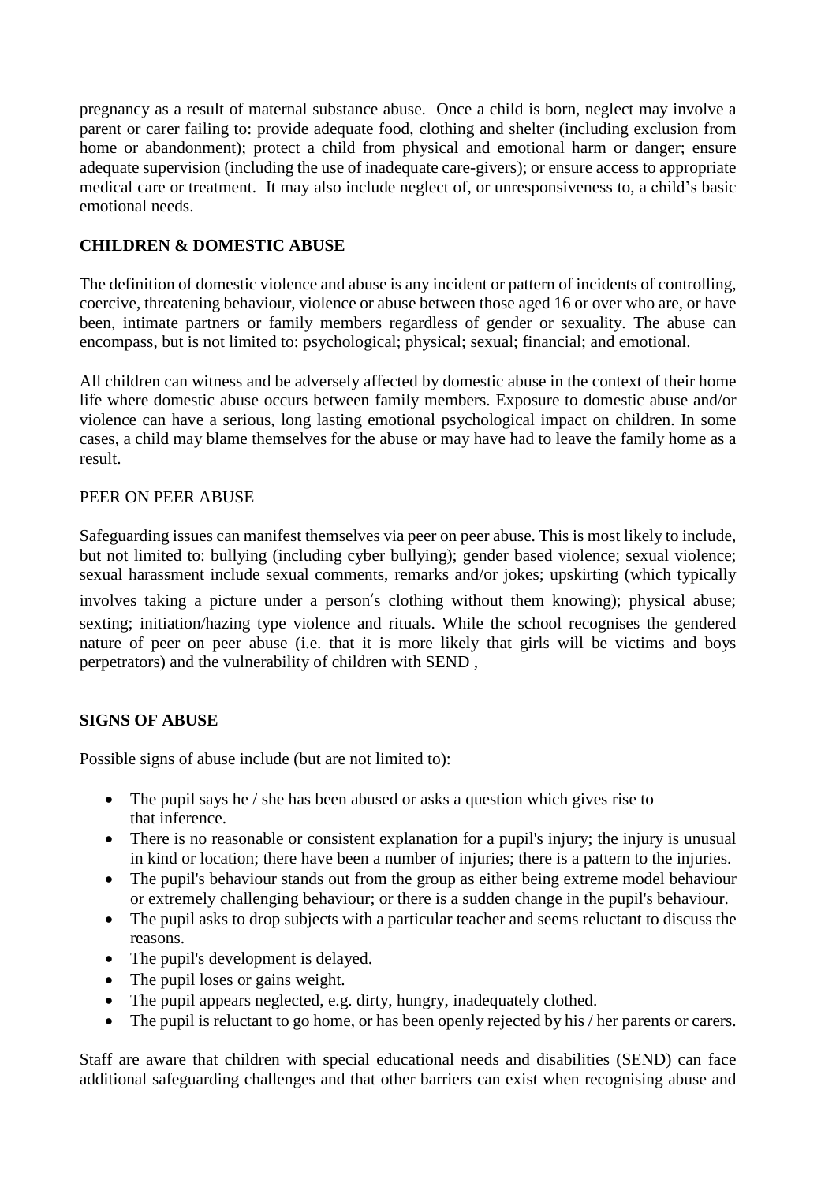pregnancy as a result of maternal substance abuse. Once a child is born, neglect may involve a parent or carer failing to: provide adequate food, clothing and shelter (including exclusion from home or abandonment); protect a child from physical and emotional harm or danger; ensure adequate supervision (including the use of inadequate care-givers); or ensure access to appropriate medical care or treatment. It may also include neglect of, or unresponsiveness to, a child's basic emotional needs.

**CHILDREN & DOMESTIC ABUSE**

The definition of domestic violence and abuse is any incident or pattern of incidents of controlling, coercive, threatening behaviour, violence or abuse between those aged 16 or over who are, or have been, intimate partners or family members regardless of gender or sexuality. The abuse can encompass, but is not limited to: psychological; physical; sexual; financial; and emotional.

All children can witness and be adversely affected by domestic abuse in the context of their home life where domestic abuse occurs between family members. Exposure to domestic abuse and/or violence can have a serious, long lasting emotional psychological impact on children. In some cases, a child may blame themselves for the abuse or may have had to leave the family home as a result.

PEER ON PEER ABUSE

Safeguarding issues can manifest themselves via peer on peer abuse. This is most likely to include, but not limited to: bullying (including cyber bullying); gender based violence; sexual violence; sexual harassment include sexual comments, remarks and/or jokes; upskirting (which typically involves taking a picture under a person's clothing without them knowing); physical abuse; sexting; initiation/hazing type violence and rituals. While the school recognises the gendered nature of peer on peer abuse (i.e. that it is more likely that girls will be victims and boys perpetrators) and the vulnerability of children with SEND ,

**SIGNS OF ABUSE**

Possible signs of abuse include (but are not limited to):

- The pupil says he / she has been abused or asks a question which gives rise to that inference.
- There is no reasonable or consistent explanation for a pupil's injury; the injury is unusual in kind or location; there have been a number of injuries; there is a pattern to the injuries.
- The pupil's behaviour stands out from the group as either being extreme model behaviour or extremely challenging behaviour; or there is a sudden change in the pupil's behaviour.
- The pupil asks to drop subjects with a particular teacher and seems reluctant to discuss the reasons.
- The pupil's development is delayed.
- The pupil loses or gains weight.
- The pupil appears neglected, e.g. dirty, hungry, inadequately clothed.
- The pupil is reluctant to go home, or has been openly rejected by his / her parents or carers.

Staff are aware that children with special educational needs and disabilities (SEND) can face additional safeguarding challenges and that other barriers can exist when recognising abuse and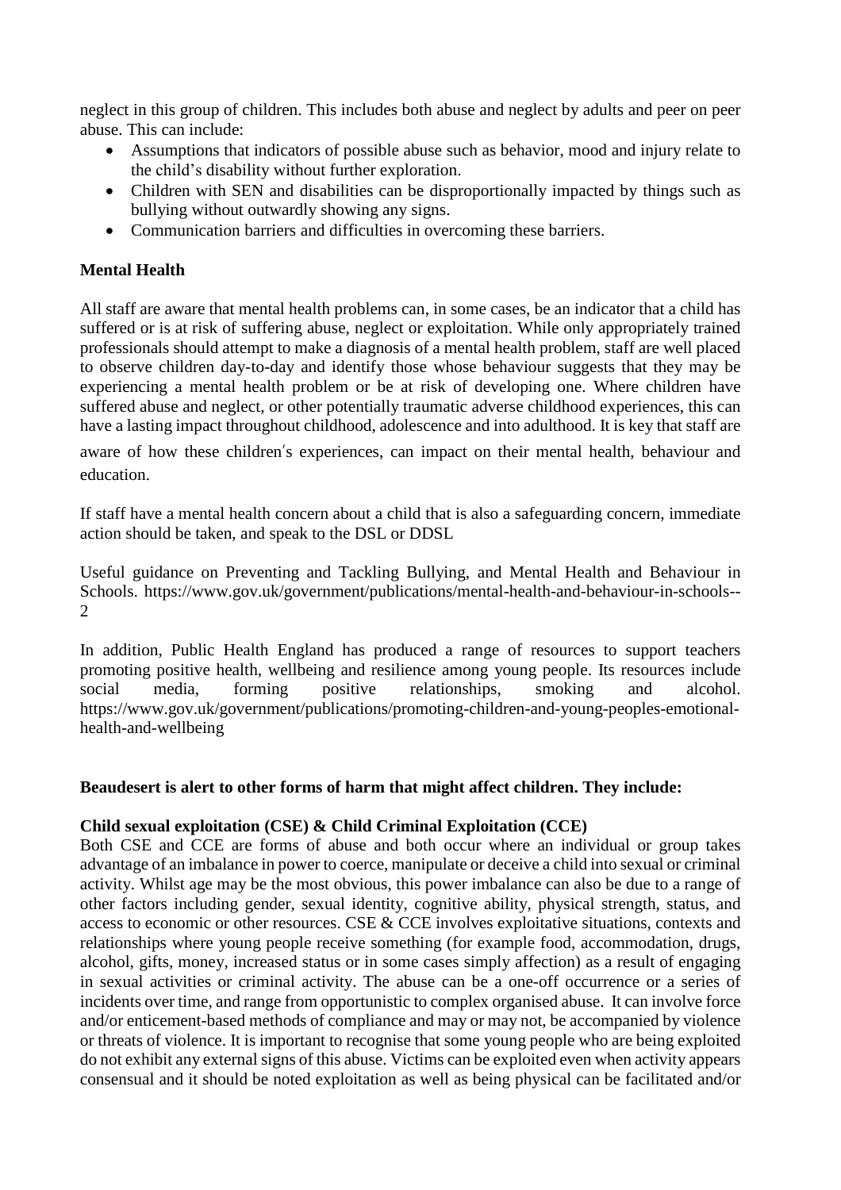neglect in this group of children. This includes both abuse and neglect by adults and peer on peer abuse. This can include:

- Assumptions that indicators of possible abuse such as behavior, mood and injury relate to the child's disability without further exploration.
- Children with SEN and disabilities can be disproportionally impacted by things such as bullying without outwardly showing any signs.
- Communication barriers and difficulties in overcoming these barriers.

**Mental Health**

All staff are aware that mental health problems can, in some cases, be an indicator that a child has suffered or is at risk of suffering abuse, neglect or exploitation. While only appropriately trained professionals should attempt to make a diagnosis of a mental health problem, staff are well placed to observe children day-to-day and identify those whose behaviour suggests that they may be experiencing a mental health problem or be at risk of developing one. Where children have suffered abuse and neglect, or other potentially traumatic adverse childhood experiences, this can have a lasting impact throughout childhood, adolescence and into adulthood. It is key that staff are aware of how these children's experiences, can impact on their mental health, behaviour and education.

If staff have a mental health concern about a child that is also a safeguarding concern, immediate action should be taken, and speak to the DSL or DDSL

Useful guidance on Preventing and Tackling Bullying, and Mental Health and Behaviour in Schools. https://www.gov.uk/government/publications/mental-health-and-behaviour-in-schools--2

In addition, Public Health England has produced a range of resources to support teachers promoting positive health, wellbeing and resilience among young people. Its resources include social media, forming positive relationships, smoking and alcohol. https://www.gov.uk/government/publications/promoting-children-and-young-peoples-emotional-health-and-wellbeing

**Beaudesert is alert to other forms of harm that might affect children. They include:**

**Child sexual exploitation (CSE) & Child Criminal Exploitation (CCE)**

Both CSE and CCE are forms of abuse and both occur where an individual or group takes advantage of an imbalance in power to coerce, manipulate or deceive a child into sexual or criminal activity. Whilst age may be the most obvious, this power imbalance can also be due to a range of other factors including gender, sexual identity, cognitive ability, physical strength, status, and access to economic or other resources. CSE & CCE involves exploitative situations, contexts and relationships where young people receive something (for example food, accommodation, drugs, alcohol, gifts, money, increased status or in some cases simply affection) as a result of engaging in sexual activities or criminal activity. The abuse can be a one-off occurrence or a series of incidents over time, and range from opportunistic to complex organised abuse. It can involve force and/or enticement-based methods of compliance and may or may not, be accompanied by violence or threats of violence. It is important to recognise that some young people who are being exploited do not exhibit any external signs of this abuse. Victims can be exploited even when activity appears consensual and it should be noted exploitation as well as being physical can be facilitated and/or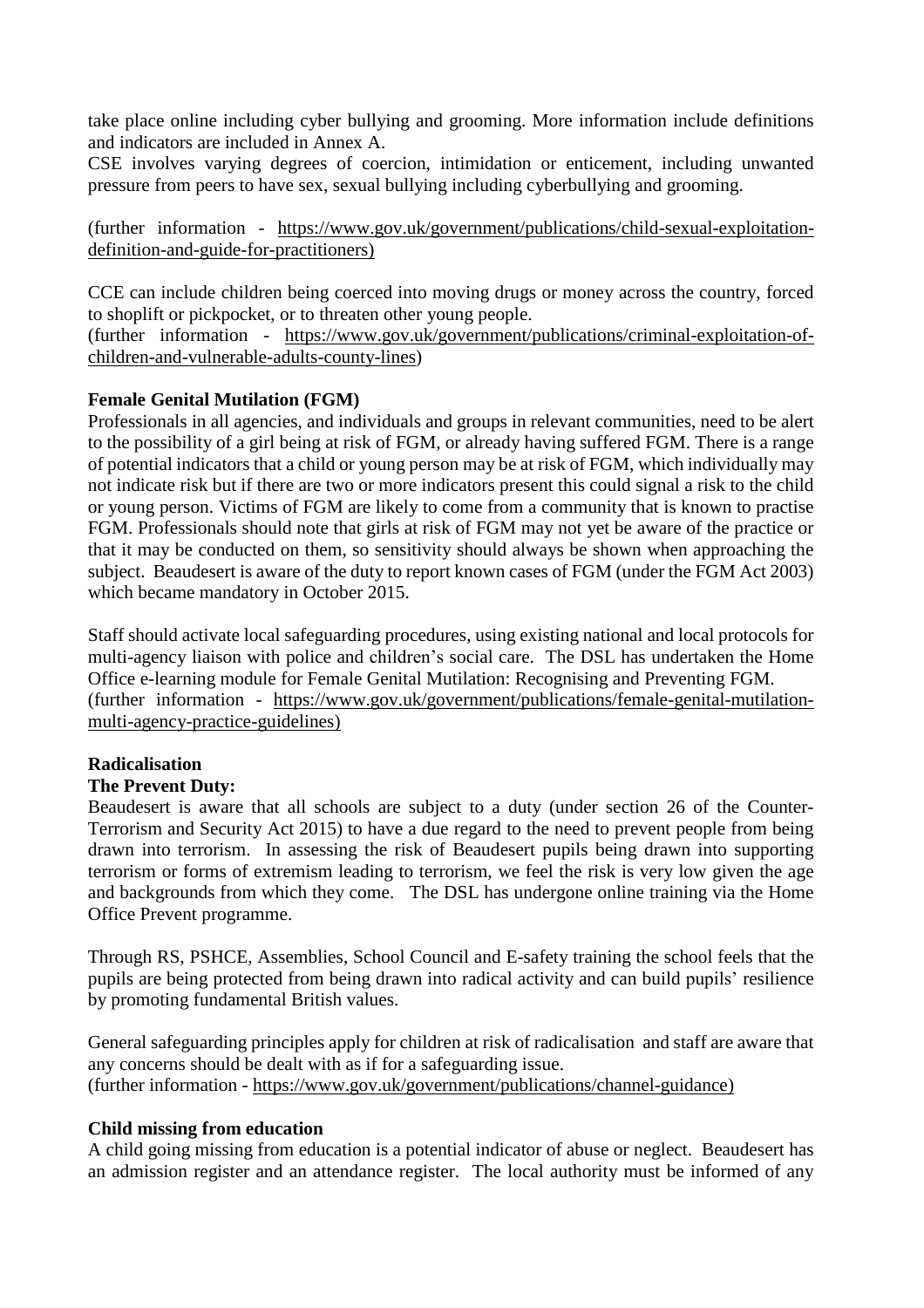take place online including cyber bullying and grooming. More information include definitions and indicators are included in Annex A.

CSE involves varying degrees of coercion, intimidation or enticement, including unwanted pressure from peers to have sex, sexual bullying including cyberbullying and grooming.

(further information - https://www.gov.uk/government/publications/child-sexual-exploitation-definition-and-guide-for-practitioners)

CCE can include children being coerced into moving drugs or money across the country, forced to shoplift or pickpocket, or to threaten other young people.
(further information - https://www.gov.uk/government/publications/criminal-exploitation-of-children-and-vulnerable-adults-county-lines)

**Female Genital Mutilation (FGM)**

Professionals in all agencies, and individuals and groups in relevant communities, need to be alert to the possibility of a girl being at risk of FGM, or already having suffered FGM. There is a range of potential indicators that a child or young person may be at risk of FGM, which individually may not indicate risk but if there are two or more indicators present this could signal a risk to the child or young person. Victims of FGM are likely to come from a community that is known to practise FGM. Professionals should note that girls at risk of FGM may not yet be aware of the practice or that it may be conducted on them, so sensitivity should always be shown when approaching the subject. Beaudesert is aware of the duty to report known cases of FGM (under the FGM Act 2003) which became mandatory in October 2015.

Staff should activate local safeguarding procedures, using existing national and local protocols for multi-agency liaison with police and children's social care. The DSL has undertaken the Home Office e-learning module for Female Genital Mutilation: Recognising and Preventing FGM.
(further information - https://www.gov.uk/government/publications/female-genital-mutilation-multi-agency-practice-guidelines)

**Radicalisation**

**The Prevent Duty:**

Beaudesert is aware that all schools are subject to a duty (under section 26 of the Counter-Terrorism and Security Act 2015) to have a due regard to the need to prevent people from being drawn into terrorism. In assessing the risk of Beaudesert pupils being drawn into supporting terrorism or forms of extremism leading to terrorism, we feel the risk is very low given the age and backgrounds from which they come. The DSL has undergone online training via the Home Office Prevent programme.

Through RS, PSHCE, Assemblies, School Council and E-safety training the school feels that the pupils are being protected from being drawn into radical activity and can build pupils' resilience by promoting fundamental British values.

General safeguarding principles apply for children at risk of radicalisation and staff are aware that any concerns should be dealt with as if for a safeguarding issue.
(further information - https://www.gov.uk/government/publications/channel-guidance)

**Child missing from education**

A child going missing from education is a potential indicator of abuse or neglect. Beaudesert has an admission register and an attendance register. The local authority must be informed of any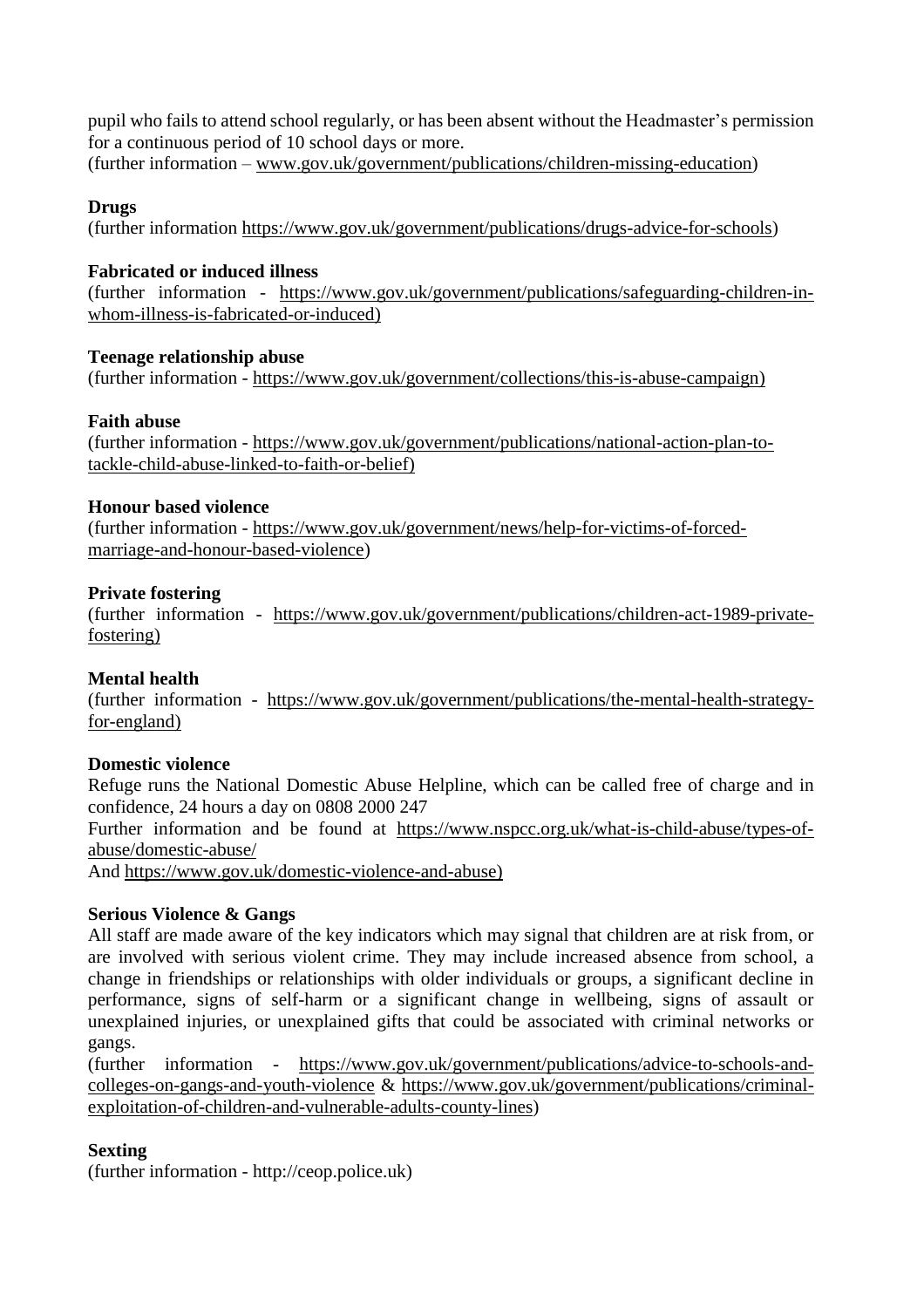pupil who fails to attend school regularly, or has been absent without the Headmaster's permission for a continuous period of 10 school days or more.
(further information – www.gov.uk/government/publications/children-missing-education)

**Drugs**
(further information https://www.gov.uk/government/publications/drugs-advice-for-schools)

**Fabricated or induced illness**
(further information - https://www.gov.uk/government/publications/safeguarding-children-in-whom-illness-is-fabricated-or-induced)

**Teenage relationship abuse**
(further information - https://www.gov.uk/government/collections/this-is-abuse-campaign)

**Faith abuse**
(further information - https://www.gov.uk/government/publications/national-action-plan-to-tackle-child-abuse-linked-to-faith-or-belief)

**Honour based violence**
(further information - https://www.gov.uk/government/news/help-for-victims-of-forced-marriage-and-honour-based-violence)

**Private fostering**
(further information - https://www.gov.uk/government/publications/children-act-1989-private-fostering)

**Mental health**
(further information - https://www.gov.uk/government/publications/the-mental-health-strategy-for-england)

**Domestic violence**
Refuge runs the National Domestic Abuse Helpline, which can be called free of charge and in confidence, 24 hours a day on 0808 2000 247
Further information and be found at https://www.nspcc.org.uk/what-is-child-abuse/types-of-abuse/domestic-abuse/
And https://www.gov.uk/domestic-violence-and-abuse)

**Serious Violence & Gangs**
All staff are made aware of the key indicators which may signal that children are at risk from, or are involved with serious violent crime. They may include increased absence from school, a change in friendships or relationships with older individuals or groups, a significant decline in performance, signs of self-harm or a significant change in wellbeing, signs of assault or unexplained injuries, or unexplained gifts that could be associated with criminal networks or gangs.
(further information - https://www.gov.uk/government/publications/advice-to-schools-and-colleges-on-gangs-and-youth-violence & https://www.gov.uk/government/publications/criminal-exploitation-of-children-and-vulnerable-adults-county-lines)

**Sexting**
(further information - http://ceop.police.uk)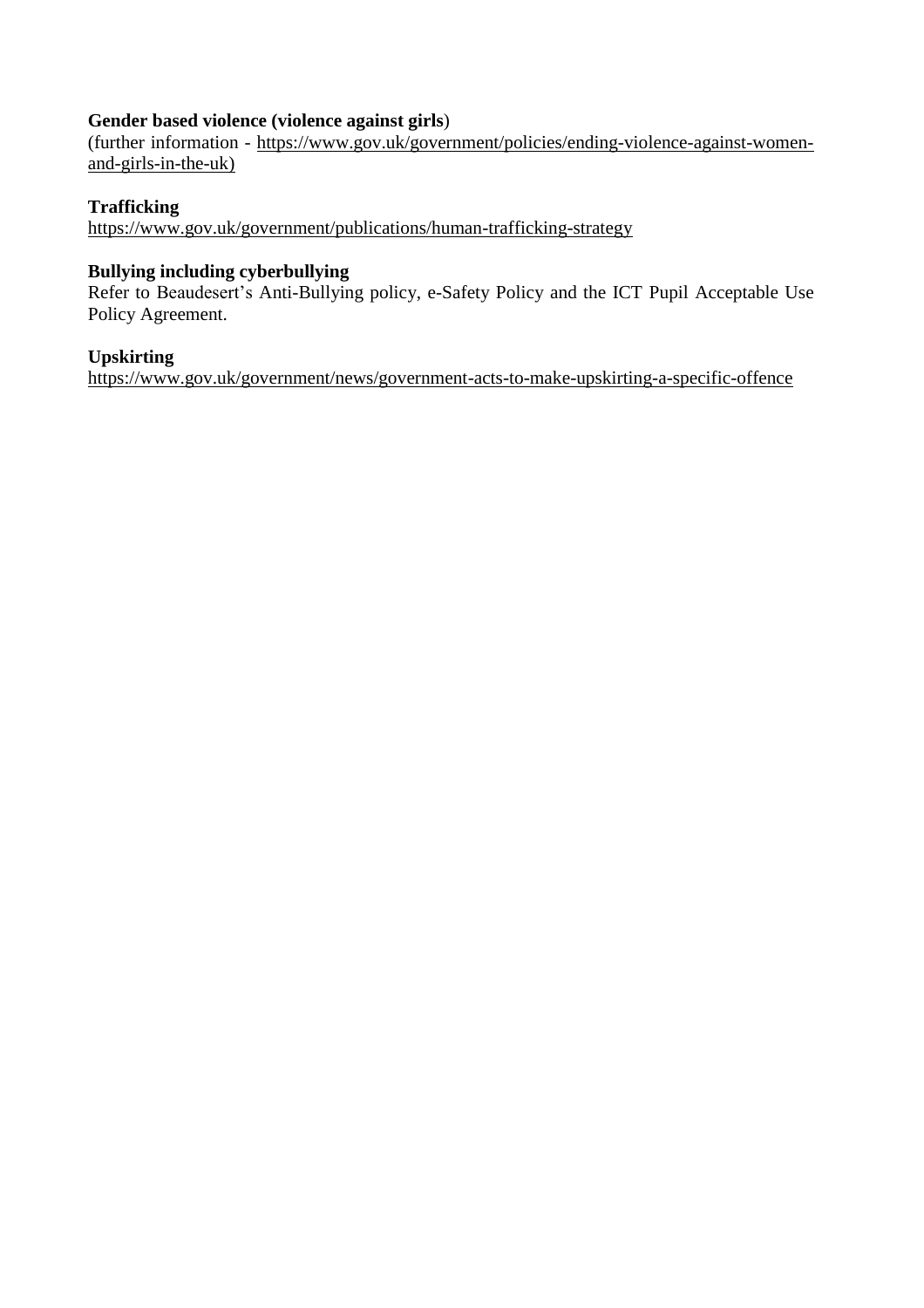**Gender based violence (violence against girls**)
(further information - https://www.gov.uk/government/policies/ending-violence-against-women-and-girls-in-the-uk)

**Trafficking**
https://www.gov.uk/government/publications/human-trafficking-strategy

**Bullying including cyberbullying**
Refer to Beaudesert's Anti-Bullying policy, e-Safety Policy and the ICT Pupil Acceptable Use Policy Agreement.

**Upskirting**
https://www.gov.uk/government/news/government-acts-to-make-upskirting-a-specific-offence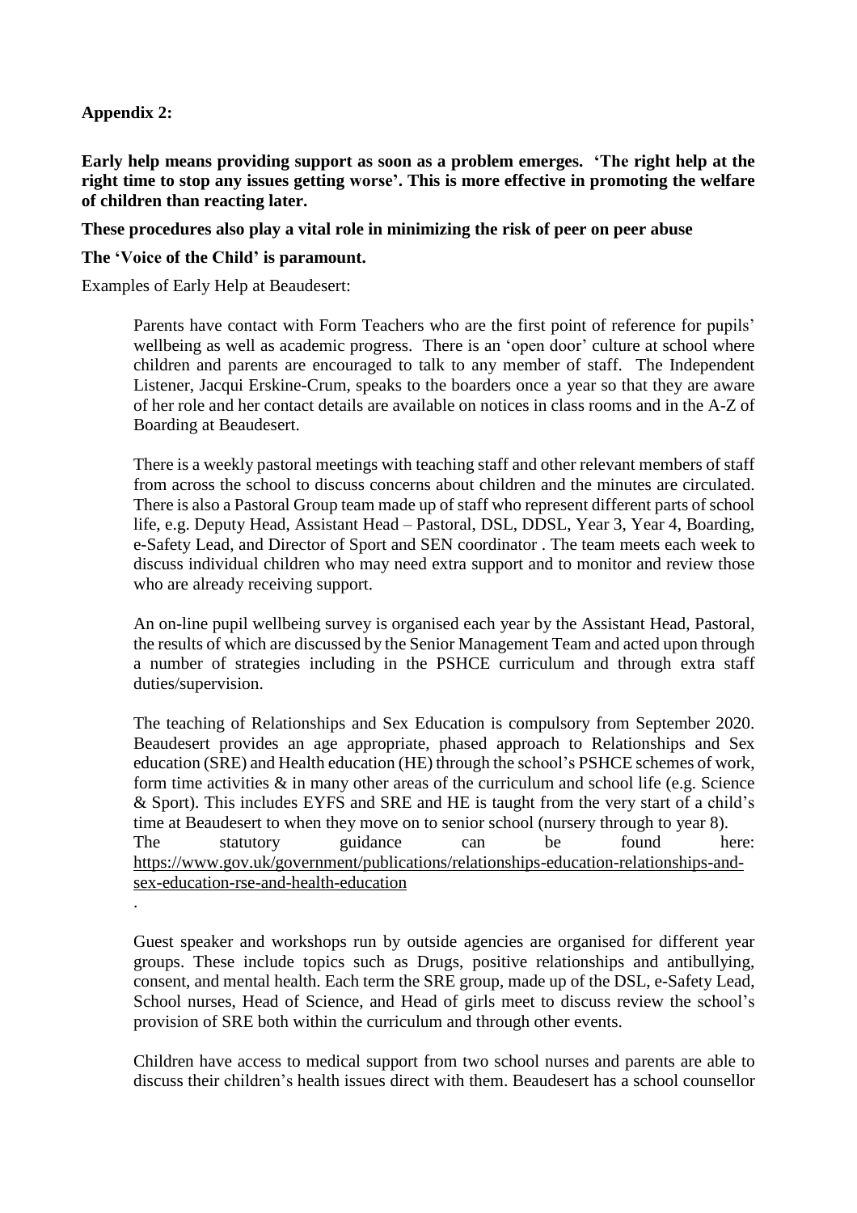**Appendix 2:**

**Early help means providing support as soon as a problem emerges. 'The right help at the right time to stop any issues getting worse'. This is more effective in promoting the welfare of children than reacting later.**

**These procedures also play a vital role in minimizing the risk of peer on peer abuse**

**The 'Voice of the Child' is paramount.**

Examples of Early Help at Beaudesert:

Parents have contact with Form Teachers who are the first point of reference for pupils' wellbeing as well as academic progress. There is an 'open door' culture at school where children and parents are encouraged to talk to any member of staff. The Independent Listener, Jacqui Erskine-Crum, speaks to the boarders once a year so that they are aware of her role and her contact details are available on notices in class rooms and in the A-Z of Boarding at Beaudesert.

There is a weekly pastoral meetings with teaching staff and other relevant members of staff from across the school to discuss concerns about children and the minutes are circulated. There is also a Pastoral Group team made up of staff who represent different parts of school life, e.g. Deputy Head, Assistant Head – Pastoral, DSL, DDSL, Year 3, Year 4, Boarding, e-Safety Lead, and Director of Sport and SEN coordinator . The team meets each week to discuss individual children who may need extra support and to monitor and review those who are already receiving support.

An on-line pupil wellbeing survey is organised each year by the Assistant Head, Pastoral, the results of which are discussed by the Senior Management Team and acted upon through a number of strategies including in the PSHCE curriculum and through extra staff duties/supervision.

The teaching of Relationships and Sex Education is compulsory from September 2020. Beaudesert provides an age appropriate, phased approach to Relationships and Sex education (SRE) and Health education (HE) through the school's PSHCE schemes of work, form time activities & in many other areas of the curriculum and school life (e.g. Science & Sport). This includes EYFS and SRE and HE is taught from the very start of a child's time at Beaudesert to when they move on to senior school (nursery through to year 8). The statutory guidance can be found here: https://www.gov.uk/government/publications/relationships-education-relationships-and-sex-education-rse-and-health-education

.

Guest speaker and workshops run by outside agencies are organised for different year groups. These include topics such as Drugs, positive relationships and antibullying, consent, and mental health. Each term the SRE group, made up of the DSL, e-Safety Lead, School nurses, Head of Science, and Head of girls meet to discuss review the school's provision of SRE both within the curriculum and through other events.

Children have access to medical support from two school nurses and parents are able to discuss their children's health issues direct with them. Beaudesert has a school counsellor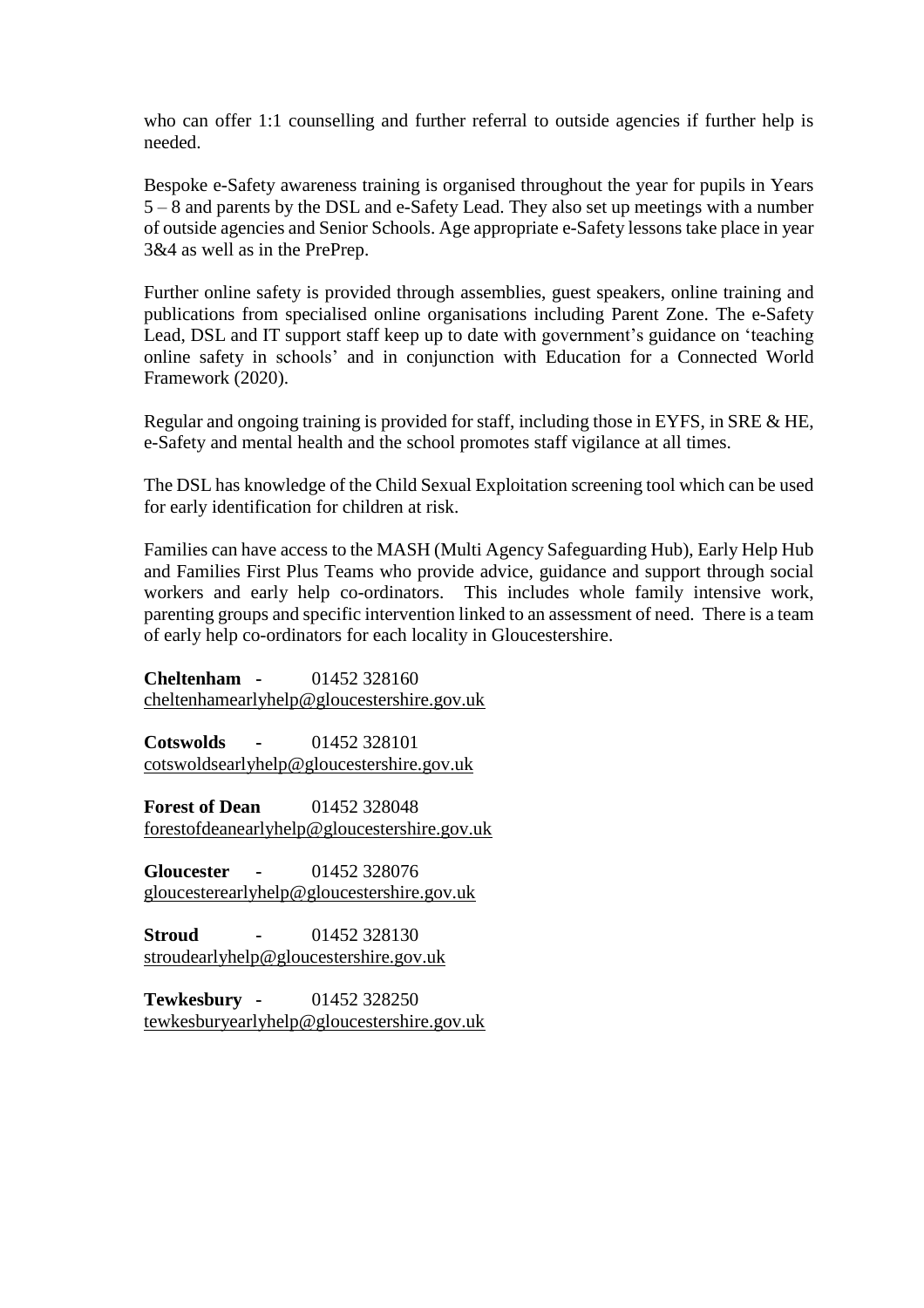who can offer 1:1 counselling and further referral to outside agencies if further help is needed.

Bespoke e-Safety awareness training is organised throughout the year for pupils in Years 5 – 8 and parents by the DSL and e-Safety Lead. They also set up meetings with a number of outside agencies and Senior Schools. Age appropriate e-Safety lessons take place in year 3&4 as well as in the PrePrep.

Further online safety is provided through assemblies, guest speakers, online training and publications from specialised online organisations including Parent Zone. The e-Safety Lead, DSL and IT support staff keep up to date with government's guidance on 'teaching online safety in schools' and in conjunction with Education for a Connected World Framework (2020).

Regular and ongoing training is provided for staff, including those in EYFS, in SRE & HE, e-Safety and mental health and the school promotes staff vigilance at all times.

The DSL has knowledge of the Child Sexual Exploitation screening tool which can be used for early identification for children at risk.

Families can have access to the MASH (Multi Agency Safeguarding Hub), Early Help Hub and Families First Plus Teams who provide advice, guidance and support through social workers and early help co-ordinators. This includes whole family intensive work, parenting groups and specific intervention linked to an assessment of need. There is a team of early help co-ordinators for each locality in Gloucestershire.

**Cheltenham** - 01452 328160
cheltenhamearlyhelp@gloucestershire.gov.uk

**Cotswolds** - 01452 328101
cotswoldsearlyhelp@gloucestershire.gov.uk

**Forest of Dean** 01452 328048
forestofdeanearlyhelp@gloucestershire.gov.uk

**Gloucester** - 01452 328076
gloucesterearlyhelp@gloucestershire.gov.uk

**Stroud** - 01452 328130
stroudearlyhelp@gloucestershire.gov.uk

**Tewkesbury** - 01452 328250
tewkesburyearlyhelp@gloucestershire.gov.uk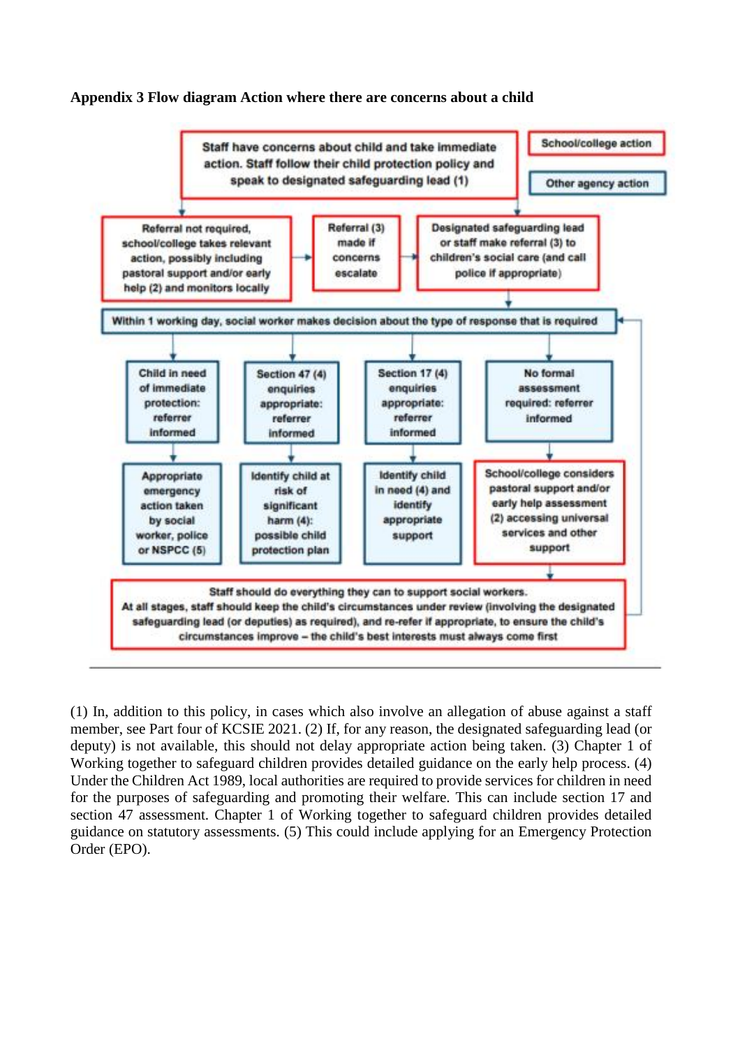**Appendix 3 Flow diagram Action where there are concerns about a child**

School/college action

Other agency action

Staff have concerns about child and take immediate action. Staff follow their child protection policy and speak to designated safeguarding lead (1)

Referral not required, school/college takes relevant action, possibly including pastoral support and/or early help (2) and monitors locally

Referral (3) made if concerns escalate

Designated safeguarding lead or staff make referral (3) to children's social care (and call police if appropriate)

Within 1 working day, social worker makes decision about the type of response that is required

Child in need of immediate protection: referrer informed

Section 47 (4) enquiries appropriate: referrer informed

Section 17 (4) enquiries appropriate: referrer informed

No formal assessment required: referrer informed

Appropriate emergency action taken by social worker, police or NSPCC (5)

Identify child at risk of significant harm (4): possible child protection plan

Identify child in need (4) and identify appropriate support

School/college considers pastoral support and/or early help assessment (2) accessing universal services and other support

Staff should do everything they can to support social workers.
At all stages, staff should keep the child's circumstances under review (involving the designated safeguarding lead (or deputies) as required), and re-refer if appropriate, to ensure the child's circumstances improve – the child's best interests must always come first

---

(1) In, addition to this policy, in cases which also involve an allegation of abuse against a staff member, see Part four of KCSIE 2021. (2) If, for any reason, the designated safeguarding lead (or deputy) is not available, this should not delay appropriate action being taken. (3) Chapter 1 of Working together to safeguard children provides detailed guidance on the early help process. (4) Under the Children Act 1989, local authorities are required to provide services for children in need for the purposes of safeguarding and promoting their welfare. This can include section 17 and section 47 assessment. Chapter 1 of Working together to safeguard children provides detailed guidance on statutory assessments. (5) This could include applying for an Emergency Protection Order (EPO).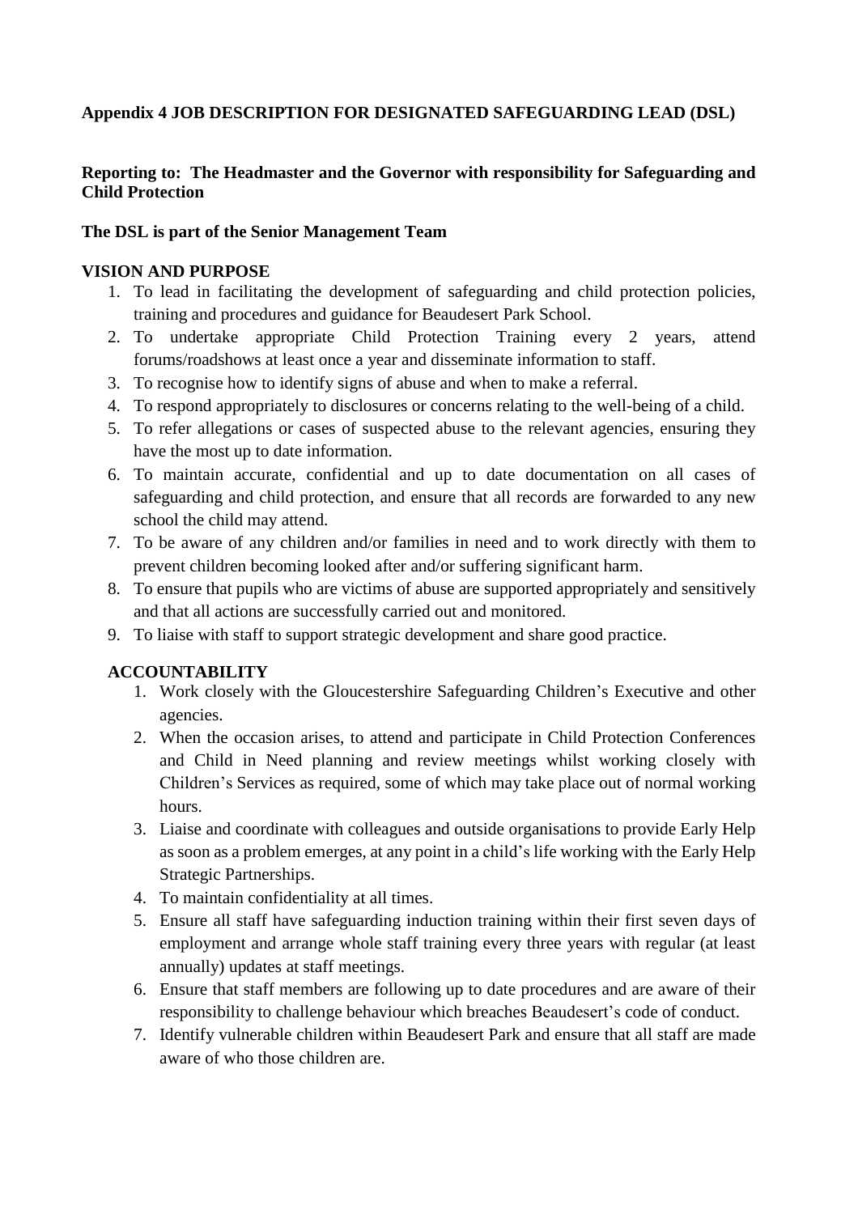**Appendix 4 JOB DESCRIPTION FOR DESIGNATED SAFEGUARDING LEAD (DSL)**

**Reporting to: The Headmaster and the Governor with responsibility for Safeguarding and Child Protection**

**The DSL is part of the Senior Management Team**

**VISION AND PURPOSE**

1. To lead in facilitating the development of safeguarding and child protection policies, training and procedures and guidance for Beaudesert Park School.
2. To undertake appropriate Child Protection Training every 2 years, attend forums/roadshows at least once a year and disseminate information to staff.
3. To recognise how to identify signs of abuse and when to make a referral.
4. To respond appropriately to disclosures or concerns relating to the well-being of a child.
5. To refer allegations or cases of suspected abuse to the relevant agencies, ensuring they have the most up to date information.
6. To maintain accurate, confidential and up to date documentation on all cases of safeguarding and child protection, and ensure that all records are forwarded to any new school the child may attend.
7. To be aware of any children and/or families in need and to work directly with them to prevent children becoming looked after and/or suffering significant harm.
8. To ensure that pupils who are victims of abuse are supported appropriately and sensitively and that all actions are successfully carried out and monitored.
9. To liaise with staff to support strategic development and share good practice.

**ACCOUNTABILITY**

1. Work closely with the Gloucestershire Safeguarding Children's Executive and other agencies.
2. When the occasion arises, to attend and participate in Child Protection Conferences and Child in Need planning and review meetings whilst working closely with Children's Services as required, some of which may take place out of normal working hours.
3. Liaise and coordinate with colleagues and outside organisations to provide Early Help as soon as a problem emerges, at any point in a child's life working with the Early Help Strategic Partnerships.
4. To maintain confidentiality at all times.
5. Ensure all staff have safeguarding induction training within their first seven days of employment and arrange whole staff training every three years with regular (at least annually) updates at staff meetings.
6. Ensure that staff members are following up to date procedures and are aware of their responsibility to challenge behaviour which breaches Beaudesert's code of conduct.
7. Identify vulnerable children within Beaudesert Park and ensure that all staff are made aware of who those children are.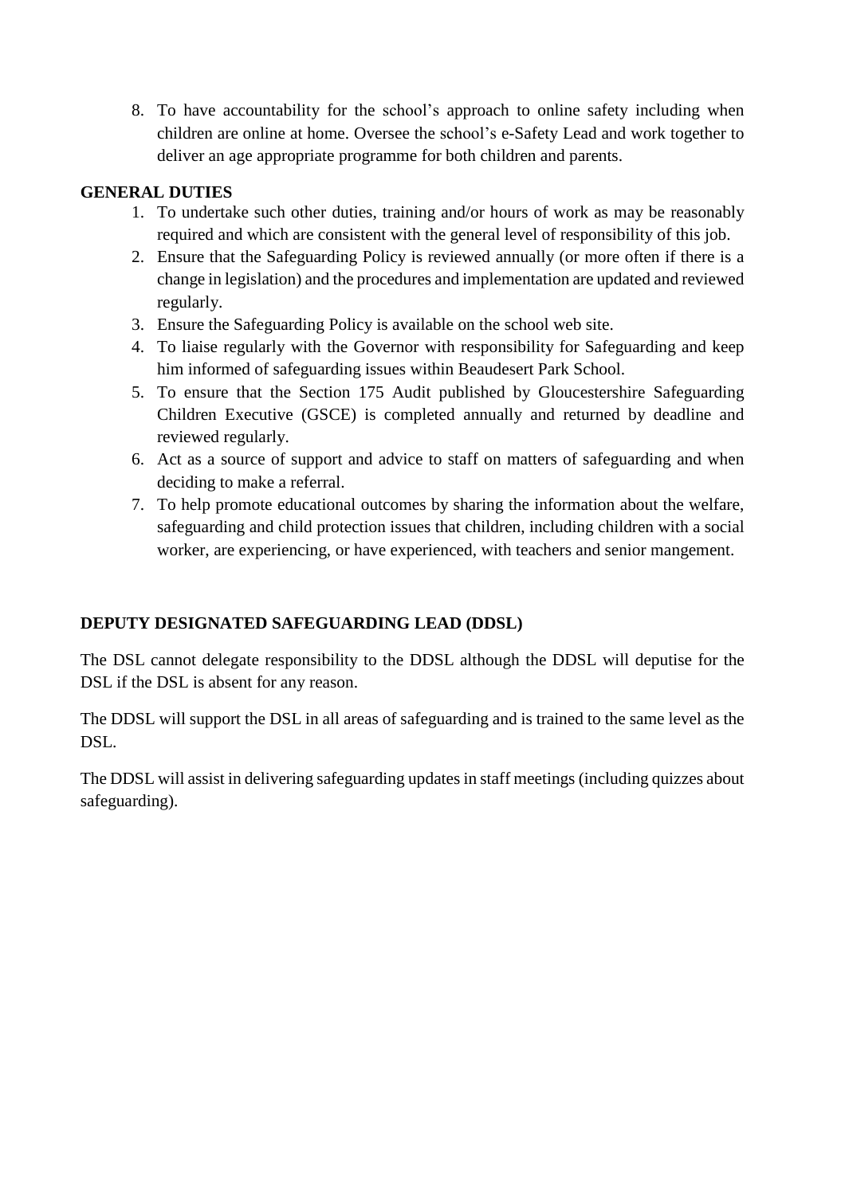8. To have accountability for the school's approach to online safety including when children are online at home. Oversee the school's e-Safety Lead and work together to deliver an age appropriate programme for both children and parents.

**GENERAL DUTIES**

1. To undertake such other duties, training and/or hours of work as may be reasonably required and which are consistent with the general level of responsibility of this job.
2. Ensure that the Safeguarding Policy is reviewed annually (or more often if there is a change in legislation) and the procedures and implementation are updated and reviewed regularly.
3. Ensure the Safeguarding Policy is available on the school web site.
4. To liaise regularly with the Governor with responsibility for Safeguarding and keep him informed of safeguarding issues within Beaudesert Park School.
5. To ensure that the Section 175 Audit published by Gloucestershire Safeguarding Children Executive (GSCE) is completed annually and returned by deadline and reviewed regularly.
6. Act as a source of support and advice to staff on matters of safeguarding and when deciding to make a referral.
7. To help promote educational outcomes by sharing the information about the welfare, safeguarding and child protection issues that children, including children with a social worker, are experiencing, or have experienced, with teachers and senior mangement.

**DEPUTY DESIGNATED SAFEGUARDING LEAD (DDSL)**

The DSL cannot delegate responsibility to the DDSL although the DDSL will deputise for the DSL if the DSL is absent for any reason.

The DDSL will support the DSL in all areas of safeguarding and is trained to the same level as the DSL.

The DDSL will assist in delivering safeguarding updates in staff meetings (including quizzes about safeguarding).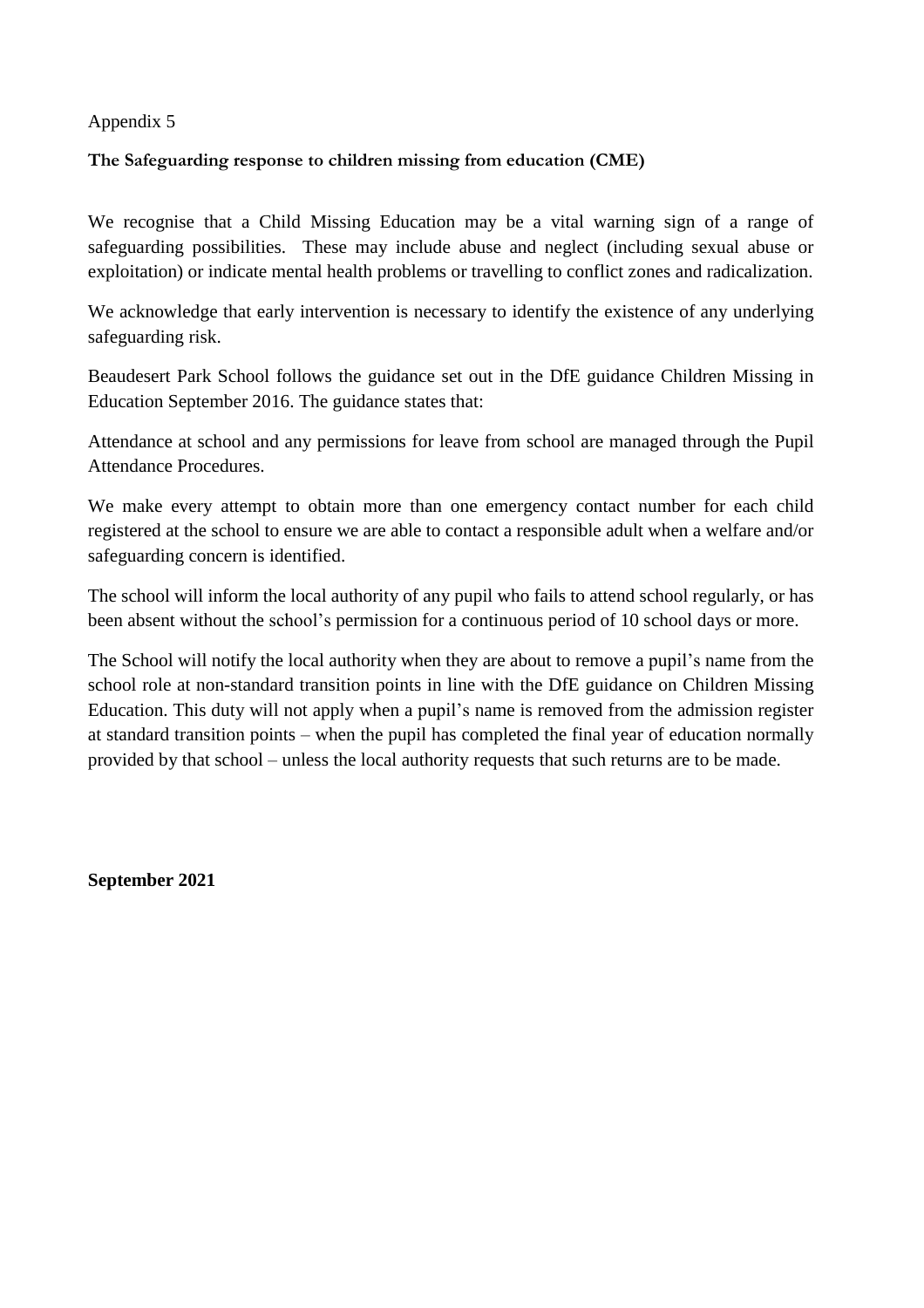Appendix 5

**The Safeguarding response to children missing from education (CME)**

We recognise that a Child Missing Education may be a vital warning sign of a range of safeguarding possibilities. These may include abuse and neglect (including sexual abuse or exploitation) or indicate mental health problems or travelling to conflict zones and radicalization.

We acknowledge that early intervention is necessary to identify the existence of any underlying safeguarding risk.

Beaudesert Park School follows the guidance set out in the DfE guidance Children Missing in Education September 2016. The guidance states that:

Attendance at school and any permissions for leave from school are managed through the Pupil Attendance Procedures.

We make every attempt to obtain more than one emergency contact number for each child registered at the school to ensure we are able to contact a responsible adult when a welfare and/or safeguarding concern is identified.

The school will inform the local authority of any pupil who fails to attend school regularly, or has been absent without the school's permission for a continuous period of 10 school days or more.

The School will notify the local authority when they are about to remove a pupil's name from the school role at non-standard transition points in line with the DfE guidance on Children Missing Education. This duty will not apply when a pupil's name is removed from the admission register at standard transition points – when the pupil has completed the final year of education normally provided by that school – unless the local authority requests that such returns are to be made.

**September 2021**